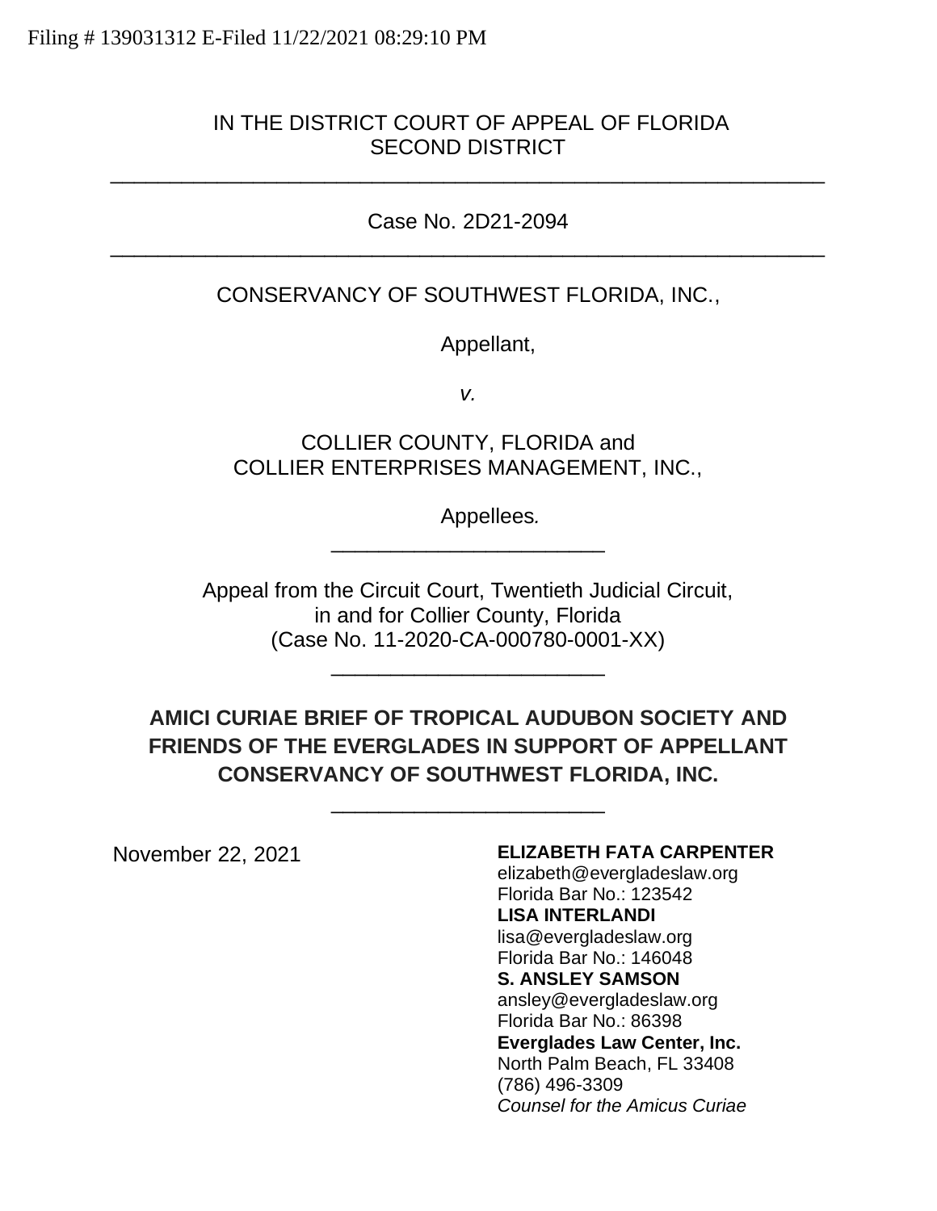Filing # 139031312 E-Filed 11/22/2021 08:29:10 PM

IN THE DISTRICT COURT OF APPEAL OF FLORIDA
SECOND DISTRICT

---

Case No. 2D21-2094

---

CONSERVANCY OF SOUTHWEST FLORIDA, INC.,

Appellant,

*v.*

COLLIER COUNTY, FLORIDA and
COLLIER ENTERPRISES MANAGEMENT, INC.,

Appellees*.*

---

Appeal from the Circuit Court, Twentieth Judicial Circuit,
in and for Collier County, Florida
(Case No. 11-2020-CA-000780-0001-XX)

---

**AMICI CURIAE BRIEF OF TROPICAL AUDUBON SOCIETY AND FRIENDS OF THE EVERGLADES IN SUPPORT OF APPELLANT CONSERVANCY OF SOUTHWEST FLORIDA, INC.**

---

November 22, 2021

**ELIZABETH FATA CARPENTER**
elizabeth@evergladeslaw.org
Florida Bar No.: 123542
**LISA INTERLANDI**
lisa@evergladeslaw.org
Florida Bar No.: 146048
**S. ANSLEY SAMSON**
ansley@evergladeslaw.org
Florida Bar No.: 86398
**Everglades Law Center, Inc.**
North Palm Beach, FL 33408
(786) 496-3309
*Counsel for the Amicus Curiae*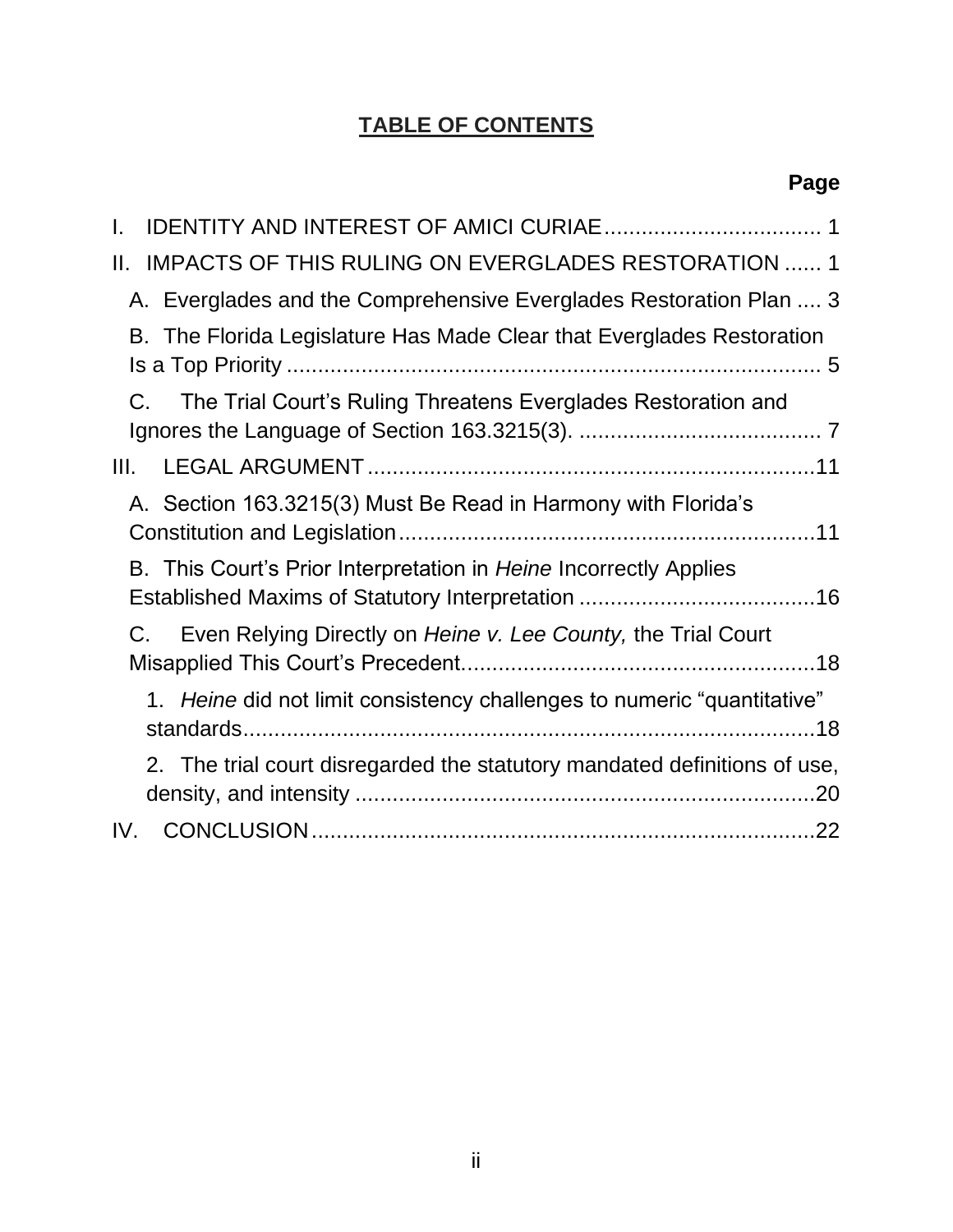## TABLE OF CONTENTS

| | Page |
|---|---|
| I. IDENTITY AND INTEREST OF AMICI CURIAE | 1 |
| II. IMPACTS OF THIS RULING ON EVERGLADES RESTORATION | 1 |
| A. Everglades and the Comprehensive Everglades Restoration Plan | 3 |
| B. The Florida Legislature Has Made Clear that Everglades Restoration Is a Top Priority | 5 |
| C. The Trial Court's Ruling Threatens Everglades Restoration and Ignores the Language of Section 163.3215(3). | 7 |
| III. LEGAL ARGUMENT | 11 |
| A. Section 163.3215(3) Must Be Read in Harmony with Florida's Constitution and Legislation | 11 |
| B. This Court's Prior Interpretation in *Heine* Incorrectly Applies Established Maxims of Statutory Interpretation | 16 |
| C. Even Relying Directly on *Heine v. Lee County,* the Trial Court Misapplied This Court's Precedent. | 18 |
| 1. *Heine* did not limit consistency challenges to numeric "quantitative" standards | 18 |
| 2. The trial court disregarded the statutory mandated definitions of use, density, and intensity | 20 |
| IV. CONCLUSION | 22 |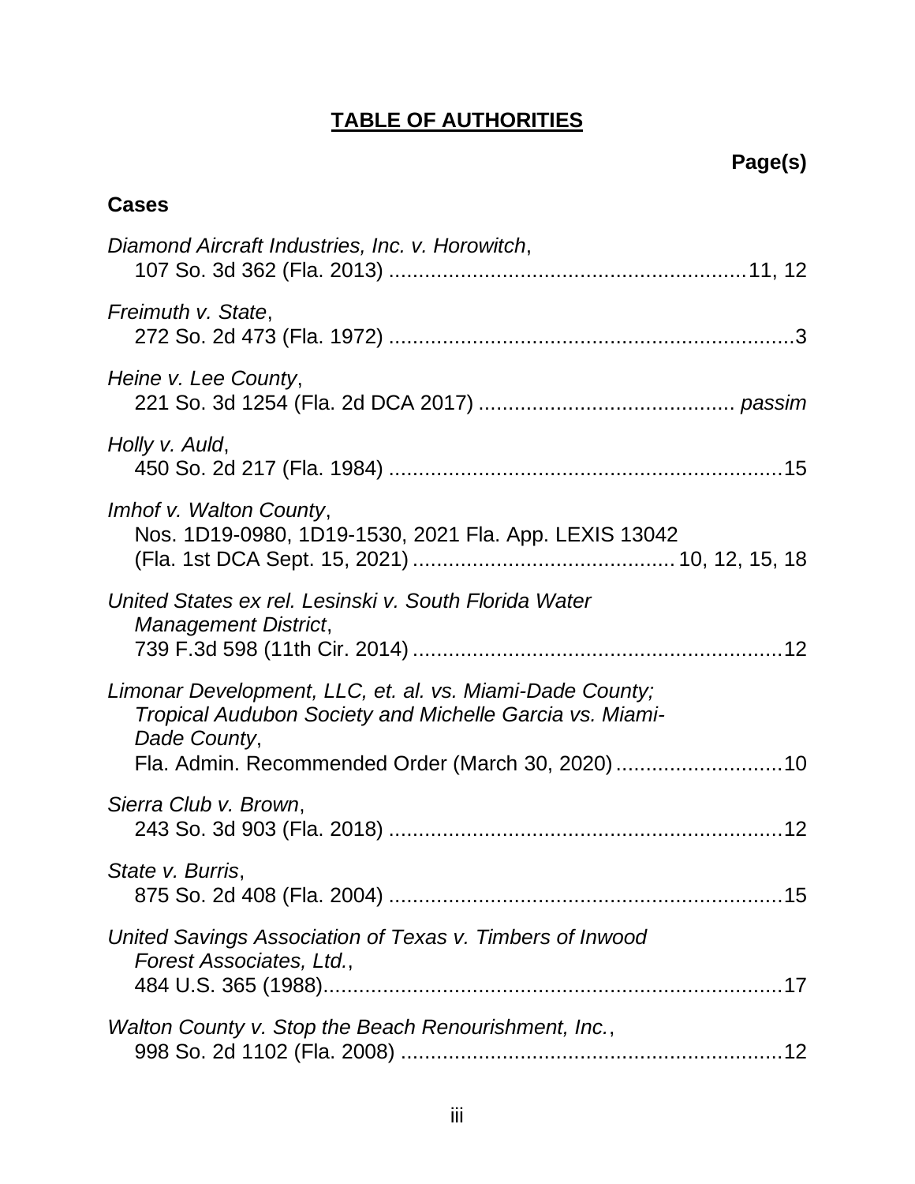# TABLE OF AUTHORITIES

**Page(s)**

**Cases**

*Diamond Aircraft Industries, Inc. v. Horowitch*,
107 So. 3d 362 (Fla. 2013) ........................................................... 11, 12

*Freimuth v. State*,
272 So. 2d 473 (Fla. 1972) ....................................................................3

*Heine v. Lee County*,
221 So. 3d 1254 (Fla. 2d DCA 2017) ........................................... *passim*

*Holly v. Auld*,
450 So. 2d 217 (Fla. 1984) ..................................................................15

*Imhof v. Walton County*,
Nos. 1D19-0980, 1D19-1530, 2021 Fla. App. LEXIS 13042
(Fla. 1st DCA Sept. 15, 2021) ........................................... 10, 12, 15, 18

*United States ex rel. Lesinski v. South Florida Water Management District*,
739 F.3d 598 (11th Cir. 2014) ..............................................................12

*Limonar Development, LLC, et. al. vs. Miami-Dade County; Tropical Audubon Society and Michelle Garcia vs. Miami-Dade County*,
Fla. Admin. Recommended Order (March 30, 2020) ............................10

*Sierra Club v. Brown*,
243 So. 3d 903 (Fla. 2018) ..................................................................12

*State v. Burris*,
875 So. 2d 408 (Fla. 2004) ..................................................................15

*United Savings Association of Texas v. Timbers of Inwood Forest Associates, Ltd.*,
484 U.S. 365 (1988)..............................................................................17

*Walton County v. Stop the Beach Renourishment, Inc.*,
998 So. 2d 1102 (Fla. 2008) .................................................................12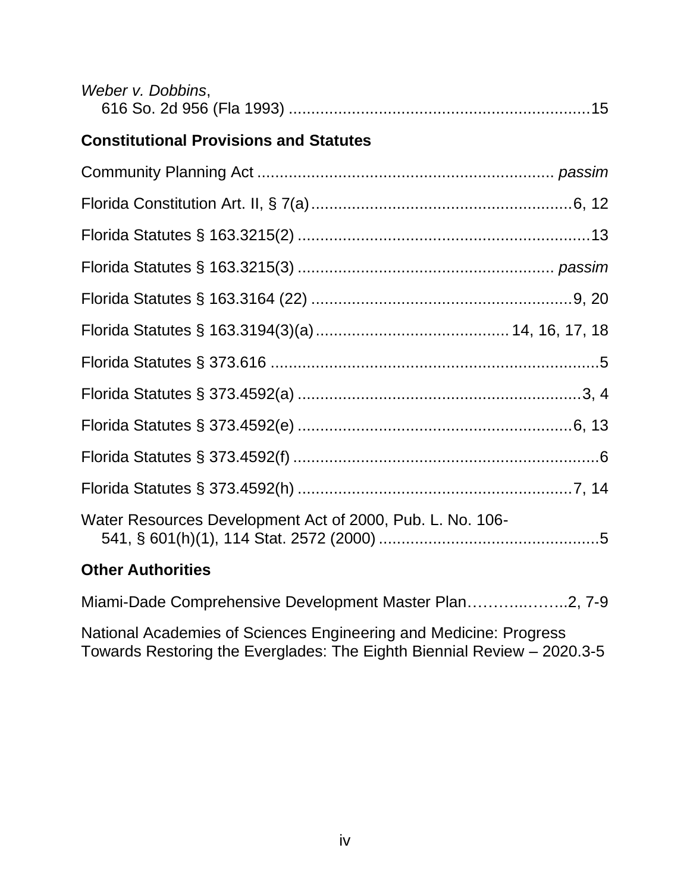*Weber v. Dobbins*,
616 So. 2d 956 (Fla 1993) ....................................................................15

**Constitutional Provisions and Statutes**

Community Planning Act ................................................................ *passim*

Florida Constitution Art. II, § 7(a)..........................................................6, 12

Florida Statutes § 163.3215(2) ................................................................13

Florida Statutes § 163.3215(3) ........................................................ *passim*

Florida Statutes § 163.3164 (22) ...........................................................9, 20

Florida Statutes § 163.3194(3)(a)...........................................14, 16, 17, 18

Florida Statutes § 373.616 .........................................................................5

Florida Statutes § 373.4592(a) ................................................................3, 4

Florida Statutes § 373.4592(e) .............................................................6, 13

Florida Statutes § 373.4592(f) ....................................................................6

Florida Statutes § 373.4592(h) ..............................................................7, 14

Water Resources Development Act of 2000, Pub. L. No. 106-
541, § 601(h)(1), 114 Stat. 2572 (2000) .................................................5

**Other Authorities**

Miami-Dade Comprehensive Development Master Plan………..……..2, 7-9

National Academies of Sciences Engineering and Medicine: Progress Towards Restoring the Everglades: The Eighth Biennial Review – 2020.3-5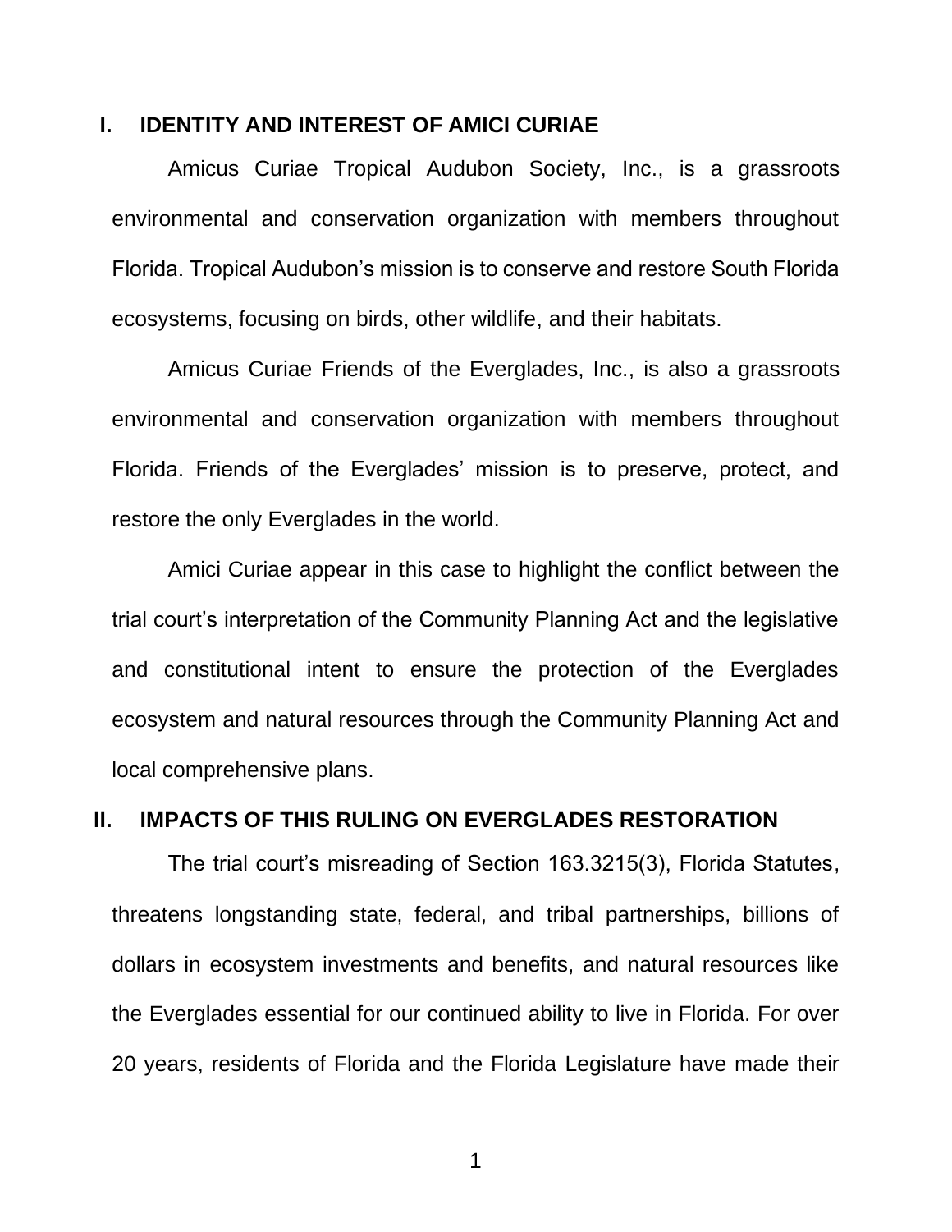## I. IDENTITY AND INTEREST OF AMICI CURIAE

Amicus Curiae Tropical Audubon Society, Inc., is a grassroots environmental and conservation organization with members throughout Florida. Tropical Audubon's mission is to conserve and restore South Florida ecosystems, focusing on birds, other wildlife, and their habitats.

Amicus Curiae Friends of the Everglades, Inc., is also a grassroots environmental and conservation organization with members throughout Florida. Friends of the Everglades' mission is to preserve, protect, and restore the only Everglades in the world.

Amici Curiae appear in this case to highlight the conflict between the trial court's interpretation of the Community Planning Act and the legislative and constitutional intent to ensure the protection of the Everglades ecosystem and natural resources through the Community Planning Act and local comprehensive plans.

## II. IMPACTS OF THIS RULING ON EVERGLADES RESTORATION

The trial court's misreading of Section 163.3215(3), Florida Statutes, threatens longstanding state, federal, and tribal partnerships, billions of dollars in ecosystem investments and benefits, and natural resources like the Everglades essential for our continued ability to live in Florida. For over 20 years, residents of Florida and the Florida Legislature have made their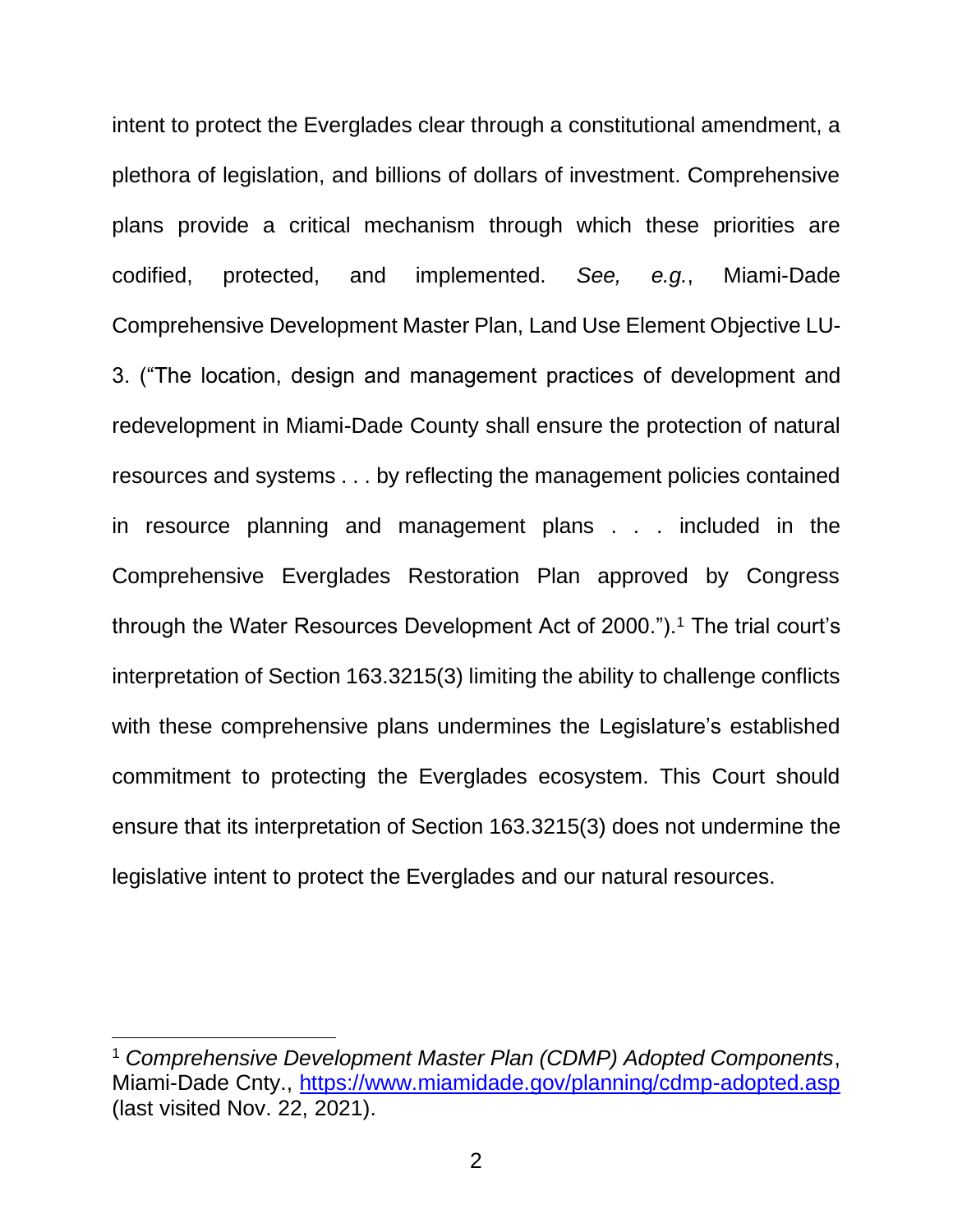intent to protect the Everglades clear through a constitutional amendment, a plethora of legislation, and billions of dollars of investment. Comprehensive plans provide a critical mechanism through which these priorities are codified, protected, and implemented. *See, e.g.*, Miami-Dade Comprehensive Development Master Plan, Land Use Element Objective LU-3. ("The location, design and management practices of development and redevelopment in Miami-Dade County shall ensure the protection of natural resources and systems . . . by reflecting the management policies contained in resource planning and management plans . . . included in the Comprehensive Everglades Restoration Plan approved by Congress through the Water Resources Development Act of 2000.").[1] The trial court's interpretation of Section 163.3215(3) limiting the ability to challenge conflicts with these comprehensive plans undermines the Legislature's established commitment to protecting the Everglades ecosystem. This Court should ensure that its interpretation of Section 163.3215(3) does not undermine the legislative intent to protect the Everglades and our natural resources.

---

[1] *Comprehensive Development Master Plan (CDMP) Adopted Components*, Miami-Dade Cnty., https://www.miamidade.gov/planning/cdmp-adopted.asp (last visited Nov. 22, 2021).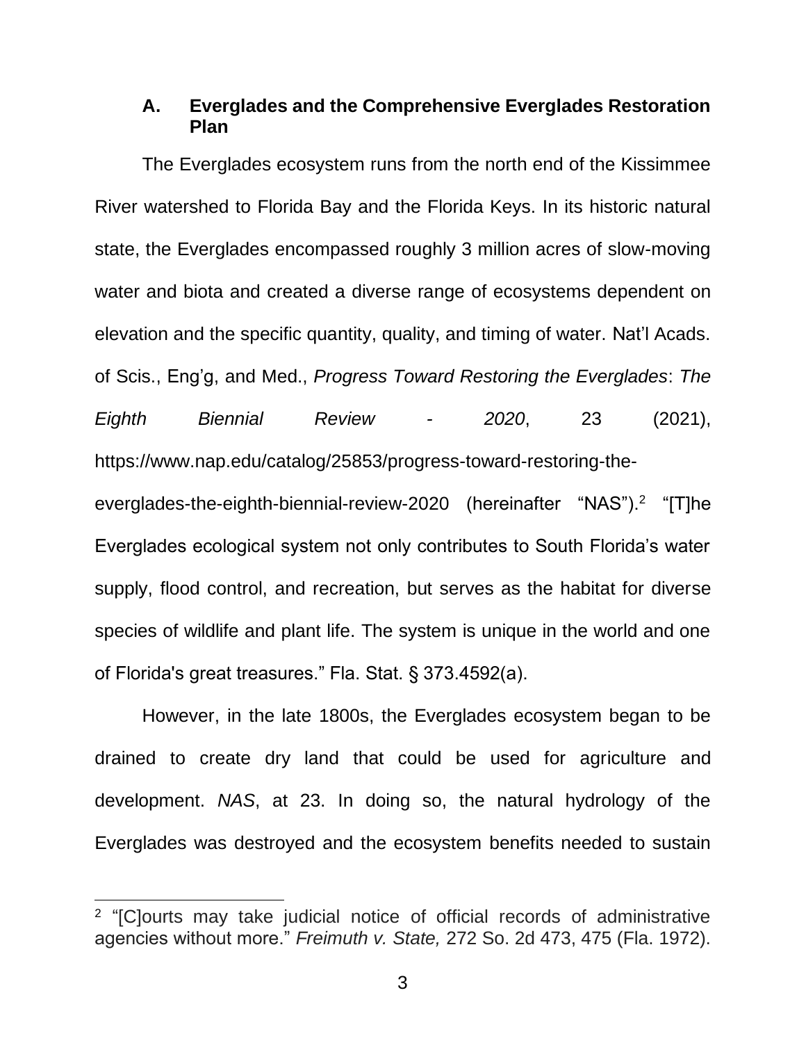### A. Everglades and the Comprehensive Everglades Restoration Plan

The Everglades ecosystem runs from the north end of the Kissimmee River watershed to Florida Bay and the Florida Keys. In its historic natural state, the Everglades encompassed roughly 3 million acres of slow-moving water and biota and created a diverse range of ecosystems dependent on elevation and the specific quantity, quality, and timing of water. Nat'l Acads. of Scis., Eng'g, and Med., *Progress Toward Restoring the Everglades*: *The Eighth Biennial Review - 2020*, 23 (2021), https://www.nap.edu/catalog/25853/progress-toward-restoring-the-everglades-the-eighth-biennial-review-2020 (hereinafter "NAS").[2] "[T]he Everglades ecological system not only contributes to South Florida's water supply, flood control, and recreation, but serves as the habitat for diverse species of wildlife and plant life. The system is unique in the world and one of Florida's great treasures." Fla. Stat. § 373.4592(a).

However, in the late 1800s, the Everglades ecosystem began to be drained to create dry land that could be used for agriculture and development. *NAS*, at 23. In doing so, the natural hydrology of the Everglades was destroyed and the ecosystem benefits needed to sustain

[2] "[C]ourts may take judicial notice of official records of administrative agencies without more." *Freimuth v. State,* 272 So. 2d 473, 475 (Fla. 1972).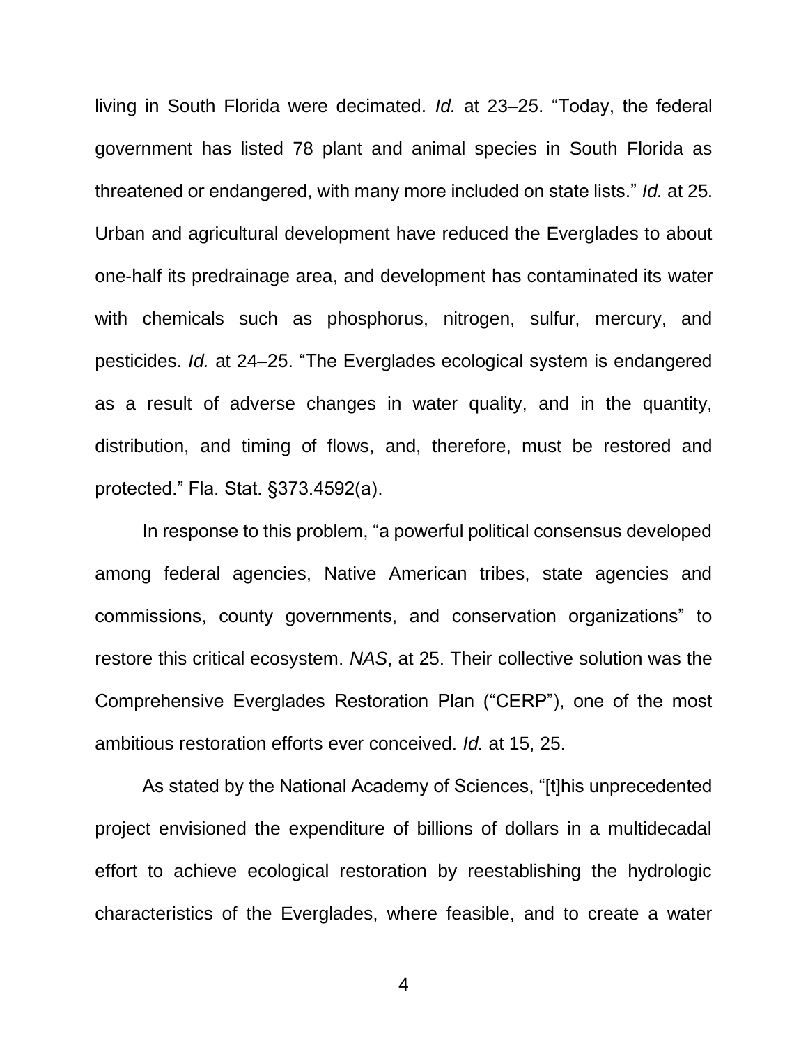living in South Florida were decimated. *Id.* at 23–25. "Today, the federal government has listed 78 plant and animal species in South Florida as threatened or endangered, with many more included on state lists." *Id.* at 25. Urban and agricultural development have reduced the Everglades to about one-half its predrainage area, and development has contaminated its water with chemicals such as phosphorus, nitrogen, sulfur, mercury, and pesticides. *Id.* at 24–25. "The Everglades ecological system is endangered as a result of adverse changes in water quality, and in the quantity, distribution, and timing of flows, and, therefore, must be restored and protected." Fla. Stat. §373.4592(a).

In response to this problem, "a powerful political consensus developed among federal agencies, Native American tribes, state agencies and commissions, county governments, and conservation organizations" to restore this critical ecosystem. *NAS*, at 25. Their collective solution was the Comprehensive Everglades Restoration Plan ("CERP"), one of the most ambitious restoration efforts ever conceived. *Id.* at 15, 25.

As stated by the National Academy of Sciences, "[t]his unprecedented project envisioned the expenditure of billions of dollars in a multidecadal effort to achieve ecological restoration by reestablishing the hydrologic characteristics of the Everglades, where feasible, and to create a water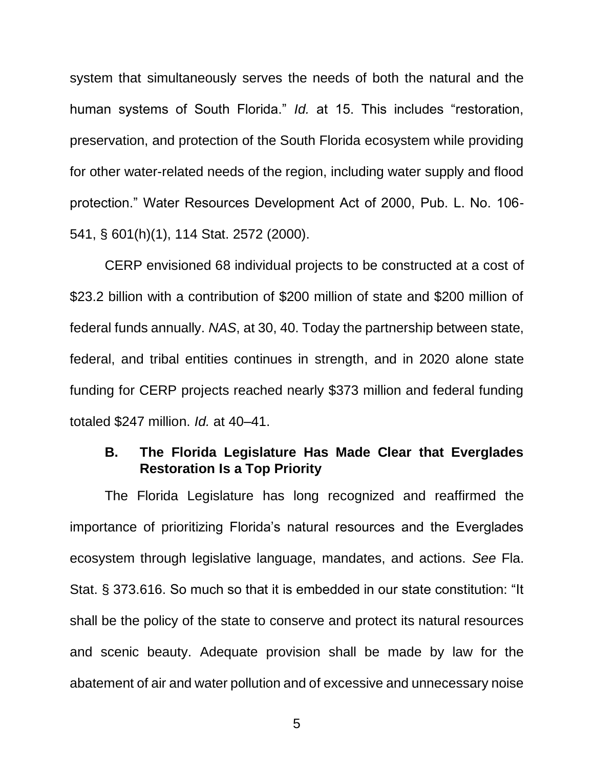system that simultaneously serves the needs of both the natural and the human systems of South Florida." *Id.* at 15. This includes "restoration, preservation, and protection of the South Florida ecosystem while providing for other water-related needs of the region, including water supply and flood protection." Water Resources Development Act of 2000, Pub. L. No. 106-541, § 601(h)(1), 114 Stat. 2572 (2000).

CERP envisioned 68 individual projects to be constructed at a cost of $23.2 billion with a contribution of $200 million of state and $200 million of federal funds annually. *NAS*, at 30, 40. Today the partnership between state, federal, and tribal entities continues in strength, and in 2020 alone state funding for CERP projects reached nearly $373 million and federal funding totaled $247 million. *Id.* at 40–41.

### B. The Florida Legislature Has Made Clear that Everglades Restoration Is a Top Priority

The Florida Legislature has long recognized and reaffirmed the importance of prioritizing Florida's natural resources and the Everglades ecosystem through legislative language, mandates, and actions. *See* Fla. Stat. § 373.616. So much so that it is embedded in our state constitution: "It shall be the policy of the state to conserve and protect its natural resources and scenic beauty. Adequate provision shall be made by law for the abatement of air and water pollution and of excessive and unnecessary noise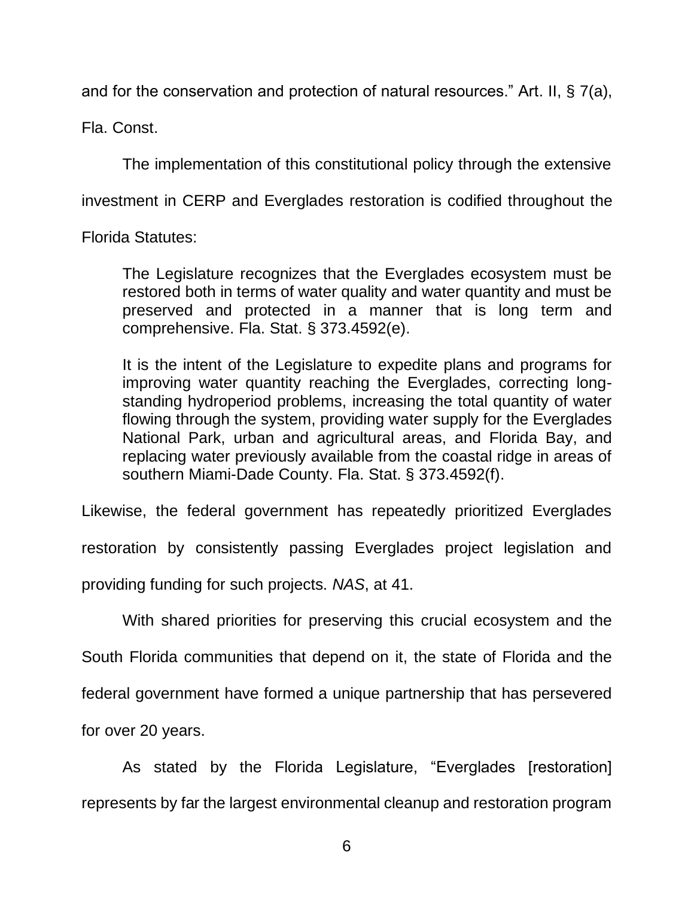and for the conservation and protection of natural resources." Art. II, § 7(a), Fla. Const.

The implementation of this constitutional policy through the extensive investment in CERP and Everglades restoration is codified throughout the Florida Statutes:

> The Legislature recognizes that the Everglades ecosystem must be restored both in terms of water quality and water quantity and must be preserved and protected in a manner that is long term and comprehensive. Fla. Stat. § 373.4592(e).
>
> It is the intent of the Legislature to expedite plans and programs for improving water quantity reaching the Everglades, correcting long-standing hydroperiod problems, increasing the total quantity of water flowing through the system, providing water supply for the Everglades National Park, urban and agricultural areas, and Florida Bay, and replacing water previously available from the coastal ridge in areas of southern Miami-Dade County. Fla. Stat. § 373.4592(f).

Likewise, the federal government has repeatedly prioritized Everglades restoration by consistently passing Everglades project legislation and providing funding for such projects. *NAS*, at 41.

With shared priorities for preserving this crucial ecosystem and the South Florida communities that depend on it, the state of Florida and the federal government have formed a unique partnership that has persevered for over 20 years.

As stated by the Florida Legislature, "Everglades [restoration] represents by far the largest environmental cleanup and restoration program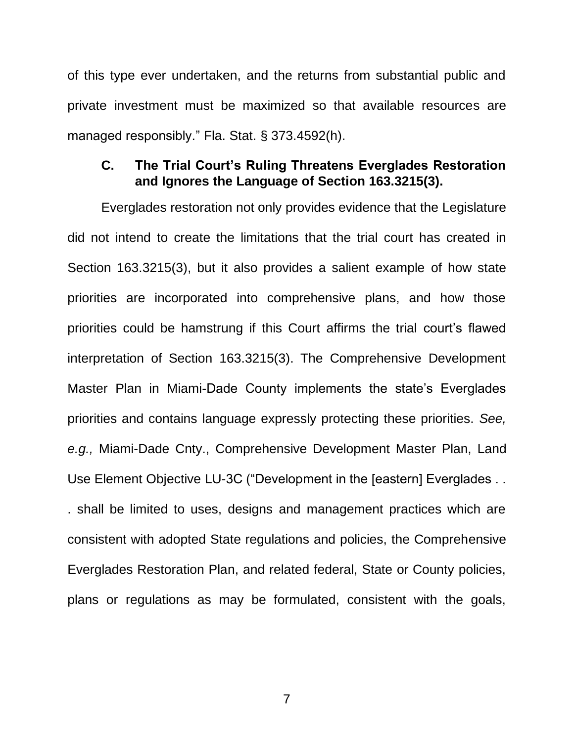of this type ever undertaken, and the returns from substantial public and private investment must be maximized so that available resources are managed responsibly." Fla. Stat. § 373.4592(h).

### C. The Trial Court's Ruling Threatens Everglades Restoration and Ignores the Language of Section 163.3215(3).

Everglades restoration not only provides evidence that the Legislature did not intend to create the limitations that the trial court has created in Section 163.3215(3), but it also provides a salient example of how state priorities are incorporated into comprehensive plans, and how those priorities could be hamstrung if this Court affirms the trial court's flawed interpretation of Section 163.3215(3). The Comprehensive Development Master Plan in Miami-Dade County implements the state's Everglades priorities and contains language expressly protecting these priorities. *See, e.g.,* Miami-Dade Cnty., Comprehensive Development Master Plan, Land Use Element Objective LU-3C ("Development in the [eastern] Everglades . . . shall be limited to uses, designs and management practices which are consistent with adopted State regulations and policies, the Comprehensive Everglades Restoration Plan, and related federal, State or County policies, plans or regulations as may be formulated, consistent with the goals,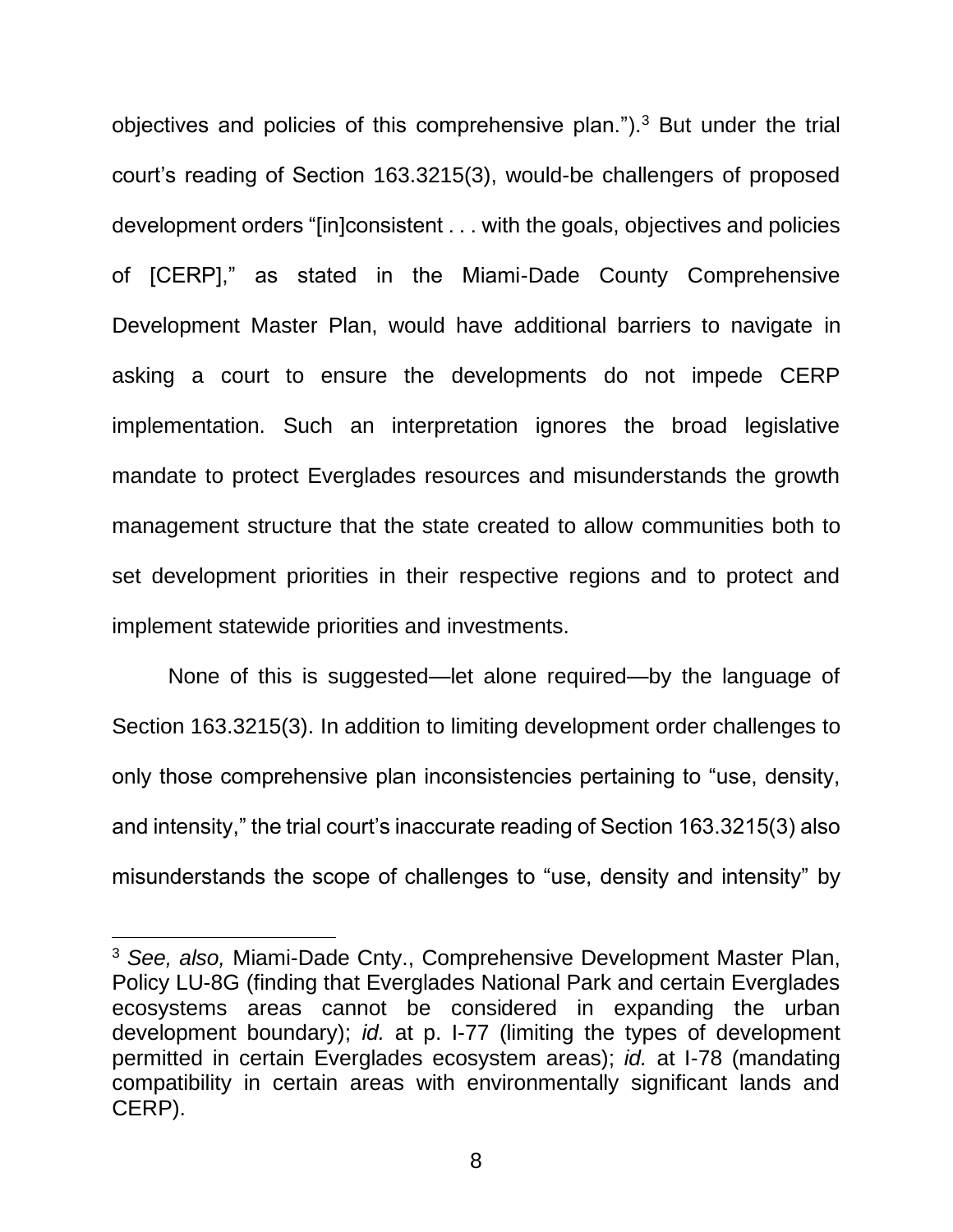objectives and policies of this comprehensive plan.").[3] But under the trial court's reading of Section 163.3215(3), would-be challengers of proposed development orders "[in]consistent . . . with the goals, objectives and policies of [CERP]," as stated in the Miami-Dade County Comprehensive Development Master Plan, would have additional barriers to navigate in asking a court to ensure the developments do not impede CERP implementation. Such an interpretation ignores the broad legislative mandate to protect Everglades resources and misunderstands the growth management structure that the state created to allow communities both to set development priorities in their respective regions and to protect and implement statewide priorities and investments.

None of this is suggested—let alone required—by the language of Section 163.3215(3). In addition to limiting development order challenges to only those comprehensive plan inconsistencies pertaining to "use, density, and intensity," the trial court's inaccurate reading of Section 163.3215(3) also misunderstands the scope of challenges to "use, density and intensity" by

[3] *See, also,* Miami-Dade Cnty., Comprehensive Development Master Plan, Policy LU-8G (finding that Everglades National Park and certain Everglades ecosystems areas cannot be considered in expanding the urban development boundary); *id.* at p. I-77 (limiting the types of development permitted in certain Everglades ecosystem areas); *id.* at I-78 (mandating compatibility in certain areas with environmentally significant lands and CERP).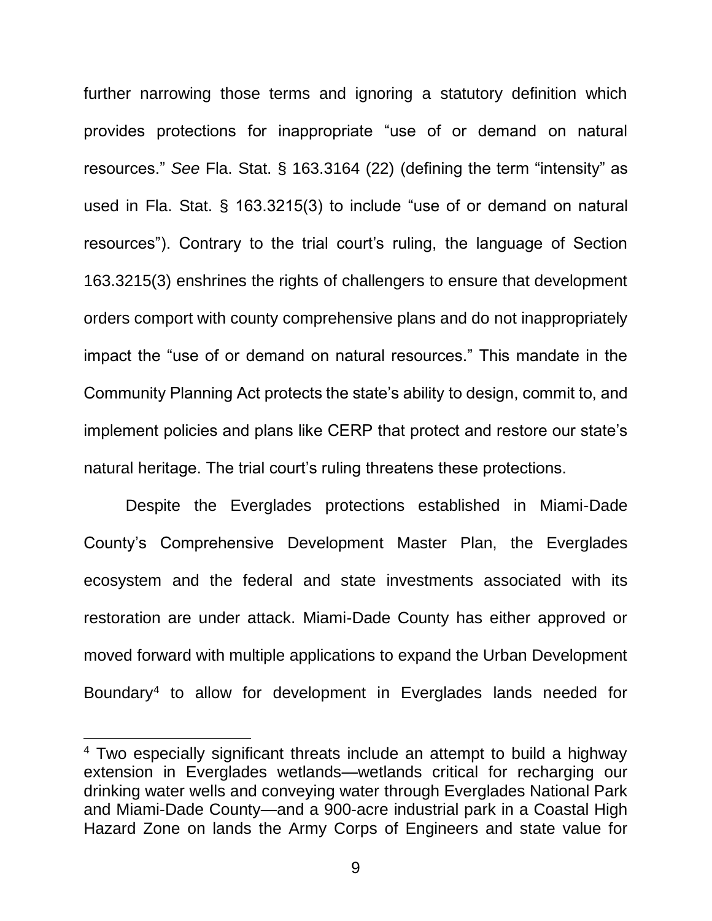further narrowing those terms and ignoring a statutory definition which provides protections for inappropriate "use of or demand on natural resources." *See* Fla. Stat. § 163.3164 (22) (defining the term "intensity" as used in Fla. Stat. § 163.3215(3) to include "use of or demand on natural resources"). Contrary to the trial court's ruling, the language of Section 163.3215(3) enshrines the rights of challengers to ensure that development orders comport with county comprehensive plans and do not inappropriately impact the "use of or demand on natural resources." This mandate in the Community Planning Act protects the state's ability to design, commit to, and implement policies and plans like CERP that protect and restore our state's natural heritage. The trial court's ruling threatens these protections.

Despite the Everglades protections established in Miami-Dade County's Comprehensive Development Master Plan, the Everglades ecosystem and the federal and state investments associated with its restoration are under attack. Miami-Dade County has either approved or moved forward with multiple applications to expand the Urban Development Boundary[4] to allow for development in Everglades lands needed for

---

[4] Two especially significant threats include an attempt to build a highway extension in Everglades wetlands—wetlands critical for recharging our drinking water wells and conveying water through Everglades National Park and Miami-Dade County—and a 900-acre industrial park in a Coastal High Hazard Zone on lands the Army Corps of Engineers and state value for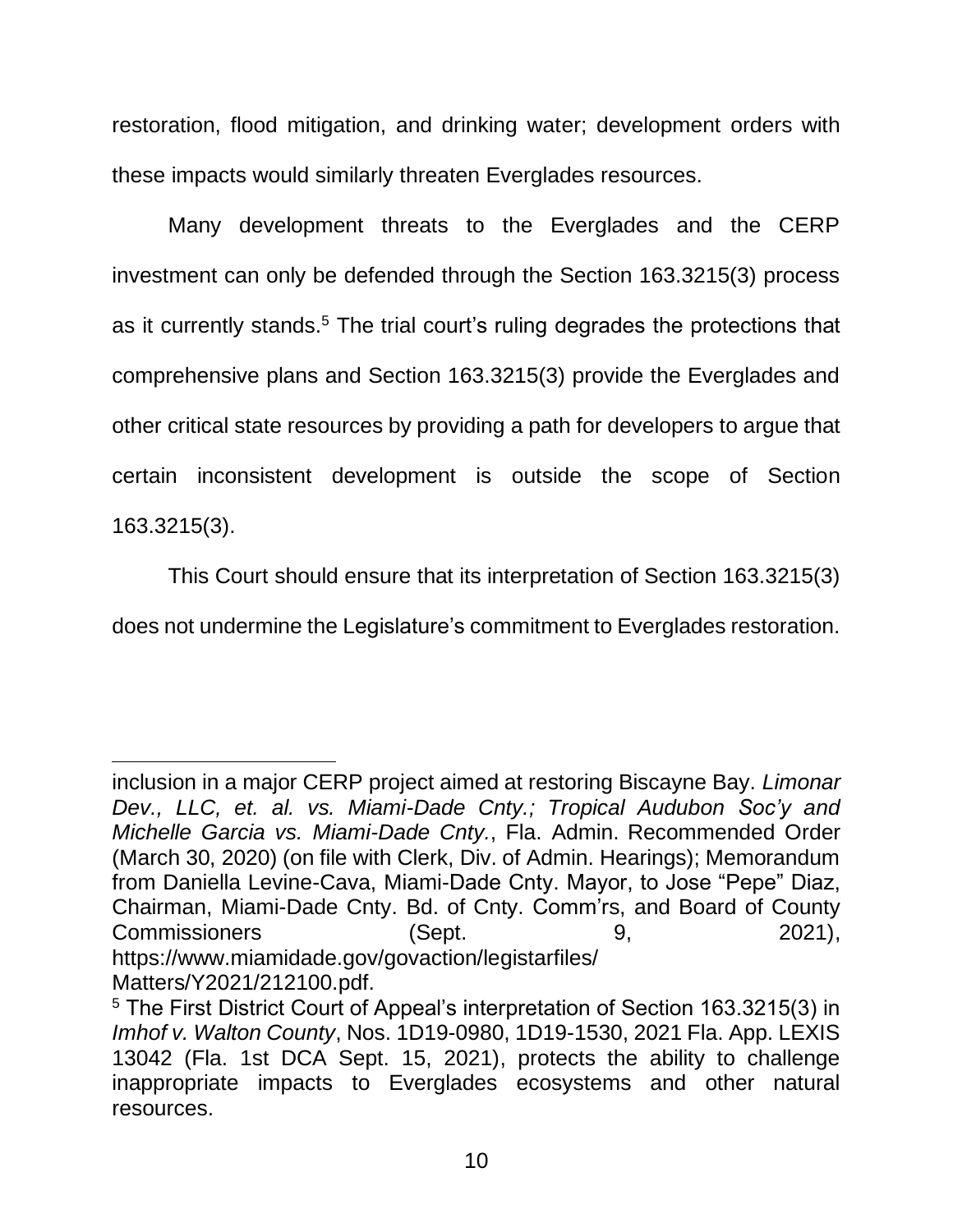restoration, flood mitigation, and drinking water; development orders with these impacts would similarly threaten Everglades resources.

Many development threats to the Everglades and the CERP investment can only be defended through the Section 163.3215(3) process as it currently stands.[5] The trial court's ruling degrades the protections that comprehensive plans and Section 163.3215(3) provide the Everglades and other critical state resources by providing a path for developers to argue that certain inconsistent development is outside the scope of Section 163.3215(3).

This Court should ensure that its interpretation of Section 163.3215(3) does not undermine the Legislature's commitment to Everglades restoration.

---

inclusion in a major CERP project aimed at restoring Biscayne Bay. *Limonar Dev., LLC, et. al. vs. Miami-Dade Cnty.; Tropical Audubon Soc'y and Michelle Garcia vs. Miami-Dade Cnty.*, Fla. Admin. Recommended Order (March 30, 2020) (on file with Clerk, Div. of Admin. Hearings); Memorandum from Daniella Levine-Cava, Miami-Dade Cnty. Mayor, to Jose "Pepe" Diaz, Chairman, Miami-Dade Cnty. Bd. of Cnty. Comm'rs, and Board of County Commissioners (Sept. 9, 2021), https://www.miamidade.gov/govaction/legistarfiles/Matters/Y2021/212100.pdf.

[5] The First District Court of Appeal's interpretation of Section 163.3215(3) in *Imhof v. Walton County*, Nos. 1D19-0980, 1D19-1530, 2021 Fla. App. LEXIS 13042 (Fla. 1st DCA Sept. 15, 2021), protects the ability to challenge inappropriate impacts to Everglades ecosystems and other natural resources.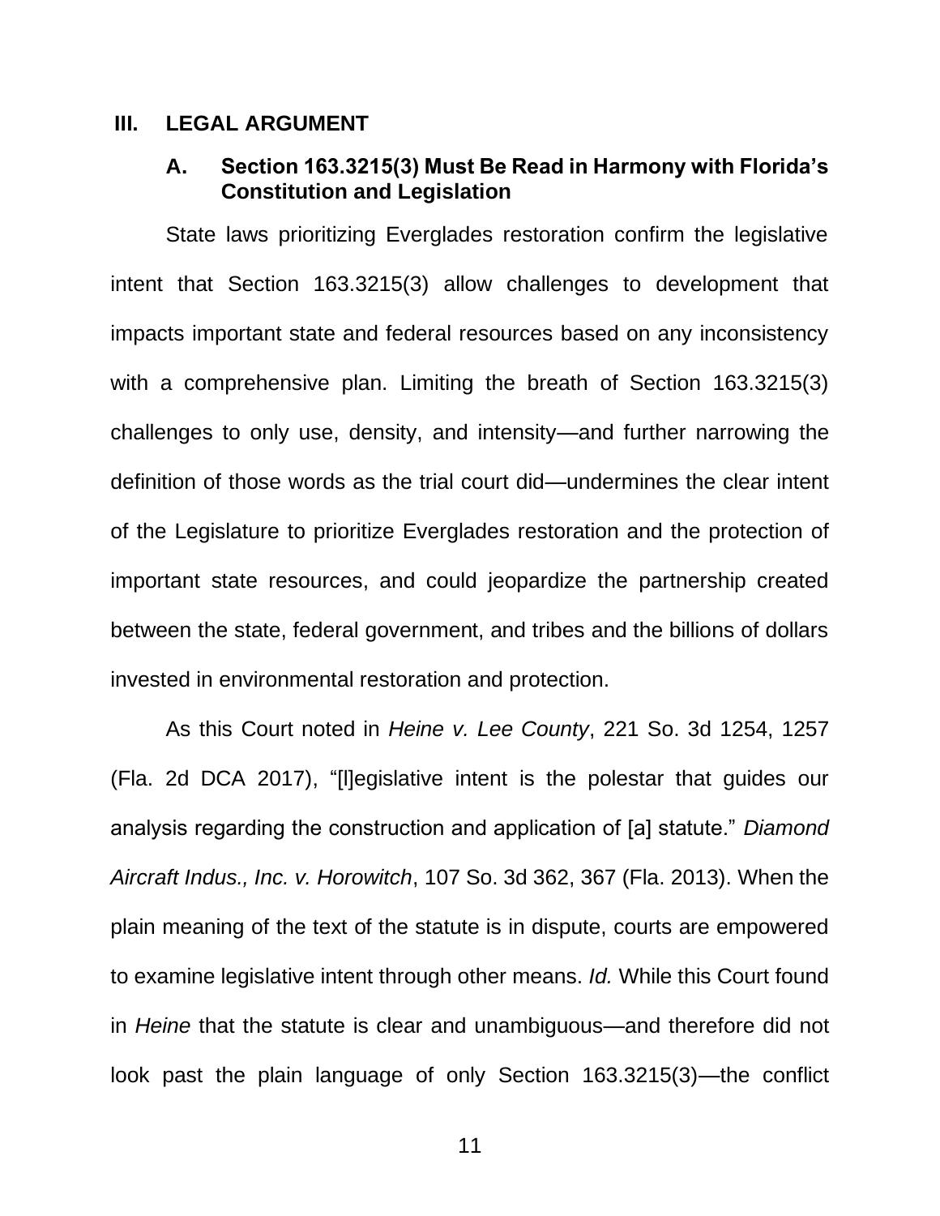## III. LEGAL ARGUMENT

### A. Section 163.3215(3) Must Be Read in Harmony with Florida's Constitution and Legislation

State laws prioritizing Everglades restoration confirm the legislative intent that Section 163.3215(3) allow challenges to development that impacts important state and federal resources based on any inconsistency with a comprehensive plan. Limiting the breath of Section 163.3215(3) challenges to only use, density, and intensity—and further narrowing the definition of those words as the trial court did—undermines the clear intent of the Legislature to prioritize Everglades restoration and the protection of important state resources, and could jeopardize the partnership created between the state, federal government, and tribes and the billions of dollars invested in environmental restoration and protection.

As this Court noted in *Heine v. Lee County*, 221 So. 3d 1254, 1257 (Fla. 2d DCA 2017), "[l]egislative intent is the polestar that guides our analysis regarding the construction and application of [a] statute." *Diamond Aircraft Indus., Inc. v. Horowitch*, 107 So. 3d 362, 367 (Fla. 2013). When the plain meaning of the text of the statute is in dispute, courts are empowered to examine legislative intent through other means. *Id.* While this Court found in *Heine* that the statute is clear and unambiguous—and therefore did not look past the plain language of only Section 163.3215(3)—the conflict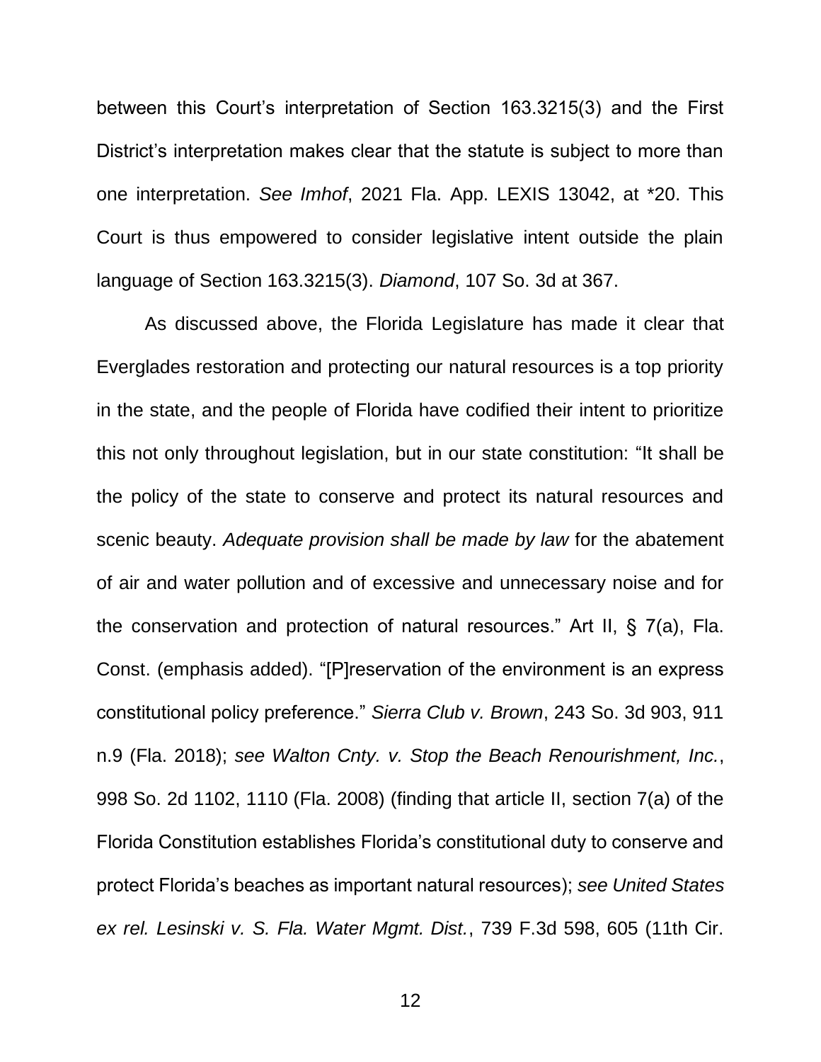between this Court's interpretation of Section 163.3215(3) and the First District's interpretation makes clear that the statute is subject to more than one interpretation. *See Imhof*, 2021 Fla. App. LEXIS 13042, at *20. This Court is thus empowered to consider legislative intent outside the plain language of Section 163.3215(3). *Diamond*, 107 So. 3d at 367.

As discussed above, the Florida Legislature has made it clear that Everglades restoration and protecting our natural resources is a top priority in the state, and the people of Florida have codified their intent to prioritize this not only throughout legislation, but in our state constitution: "It shall be the policy of the state to conserve and protect its natural resources and scenic beauty. *Adequate provision shall be made by law* for the abatement of air and water pollution and of excessive and unnecessary noise and for the conservation and protection of natural resources." Art II, § 7(a), Fla. Const. (emphasis added). "[P]reservation of the environment is an express constitutional policy preference." *Sierra Club v. Brown*, 243 So. 3d 903, 911 n.9 (Fla. 2018); *see Walton Cnty. v. Stop the Beach Renourishment, Inc.*, 998 So. 2d 1102, 1110 (Fla. 2008) (finding that article II, section 7(a) of the Florida Constitution establishes Florida's constitutional duty to conserve and protect Florida's beaches as important natural resources); *see United States ex rel. Lesinski v. S. Fla. Water Mgmt. Dist.*, 739 F.3d 598, 605 (11th Cir.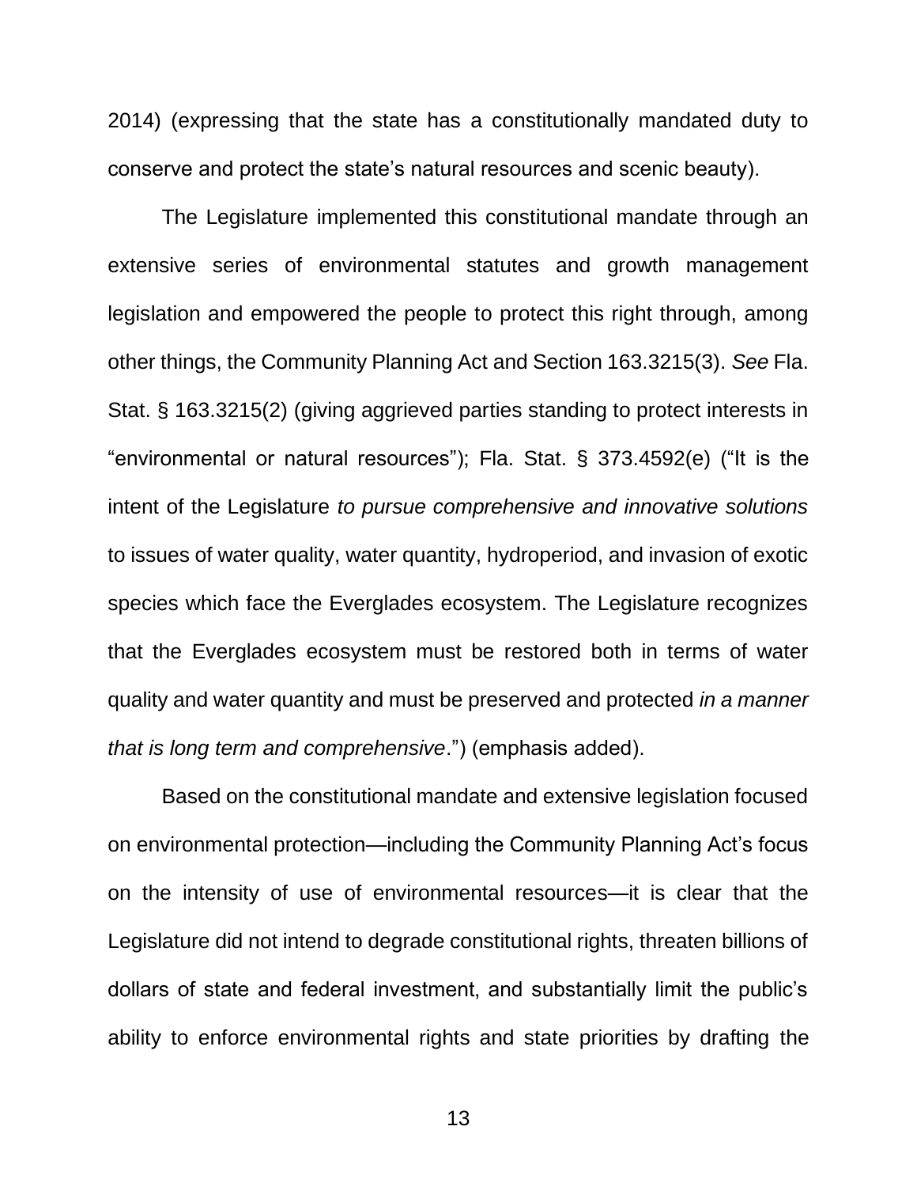2014) (expressing that the state has a constitutionally mandated duty to conserve and protect the state's natural resources and scenic beauty).

The Legislature implemented this constitutional mandate through an extensive series of environmental statutes and growth management legislation and empowered the people to protect this right through, among other things, the Community Planning Act and Section 163.3215(3). *See* Fla. Stat. § 163.3215(2) (giving aggrieved parties standing to protect interests in "environmental or natural resources"); Fla. Stat. § 373.4592(e) ("It is the intent of the Legislature *to pursue comprehensive and innovative solutions* to issues of water quality, water quantity, hydroperiod, and invasion of exotic species which face the Everglades ecosystem. The Legislature recognizes that the Everglades ecosystem must be restored both in terms of water quality and water quantity and must be preserved and protected *in a manner that is long term and comprehensive*.") (emphasis added).

Based on the constitutional mandate and extensive legislation focused on environmental protection—including the Community Planning Act's focus on the intensity of use of environmental resources—it is clear that the Legislature did not intend to degrade constitutional rights, threaten billions of dollars of state and federal investment, and substantially limit the public's ability to enforce environmental rights and state priorities by drafting the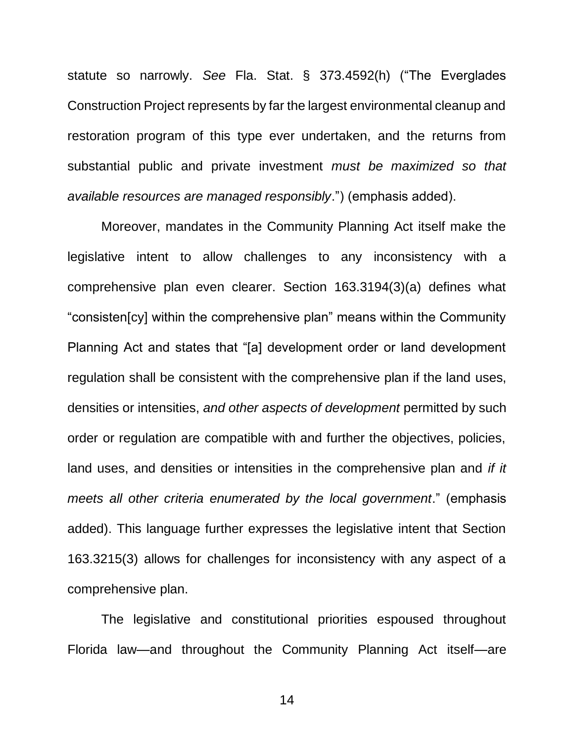statute so narrowly. *See* Fla. Stat. § 373.4592(h) ("The Everglades Construction Project represents by far the largest environmental cleanup and restoration program of this type ever undertaken, and the returns from substantial public and private investment *must be maximized so that available resources are managed responsibly*.") (emphasis added).

Moreover, mandates in the Community Planning Act itself make the legislative intent to allow challenges to any inconsistency with a comprehensive plan even clearer. Section 163.3194(3)(a) defines what "consisten[cy] within the comprehensive plan" means within the Community Planning Act and states that "[a] development order or land development regulation shall be consistent with the comprehensive plan if the land uses, densities or intensities, *and other aspects of development* permitted by such order or regulation are compatible with and further the objectives, policies, land uses, and densities or intensities in the comprehensive plan and *if it meets all other criteria enumerated by the local government*." (emphasis added). This language further expresses the legislative intent that Section 163.3215(3) allows for challenges for inconsistency with any aspect of a comprehensive plan.

The legislative and constitutional priorities espoused throughout Florida law—and throughout the Community Planning Act itself—are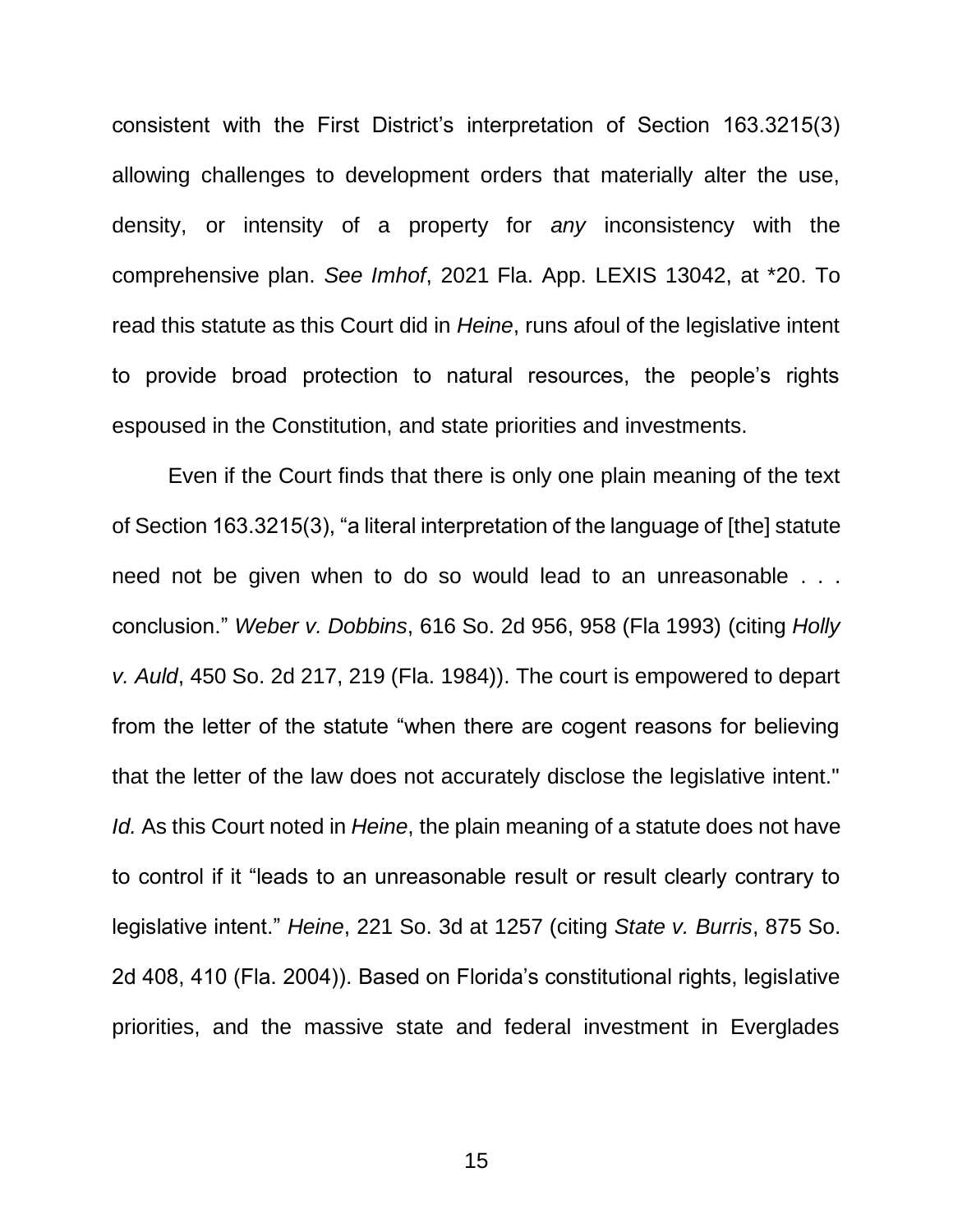consistent with the First District's interpretation of Section 163.3215(3) allowing challenges to development orders that materially alter the use, density, or intensity of a property for *any* inconsistency with the comprehensive plan. *See Imhof*, 2021 Fla. App. LEXIS 13042, at *20. To read this statute as this Court did in *Heine*, runs afoul of the legislative intent to provide broad protection to natural resources, the people's rights espoused in the Constitution, and state priorities and investments.

Even if the Court finds that there is only one plain meaning of the text of Section 163.3215(3), "a literal interpretation of the language of [the] statute need not be given when to do so would lead to an unreasonable . . . conclusion." *Weber v. Dobbins*, 616 So. 2d 956, 958 (Fla 1993) (citing *Holly v. Auld*, 450 So. 2d 217, 219 (Fla. 1984)). The court is empowered to depart from the letter of the statute "when there are cogent reasons for believing that the letter of the law does not accurately disclose the legislative intent." *Id.* As this Court noted in *Heine*, the plain meaning of a statute does not have to control if it "leads to an unreasonable result or result clearly contrary to legislative intent." *Heine*, 221 So. 3d at 1257 (citing *State v. Burris*, 875 So. 2d 408, 410 (Fla. 2004)). Based on Florida's constitutional rights, legislative priorities, and the massive state and federal investment in Everglades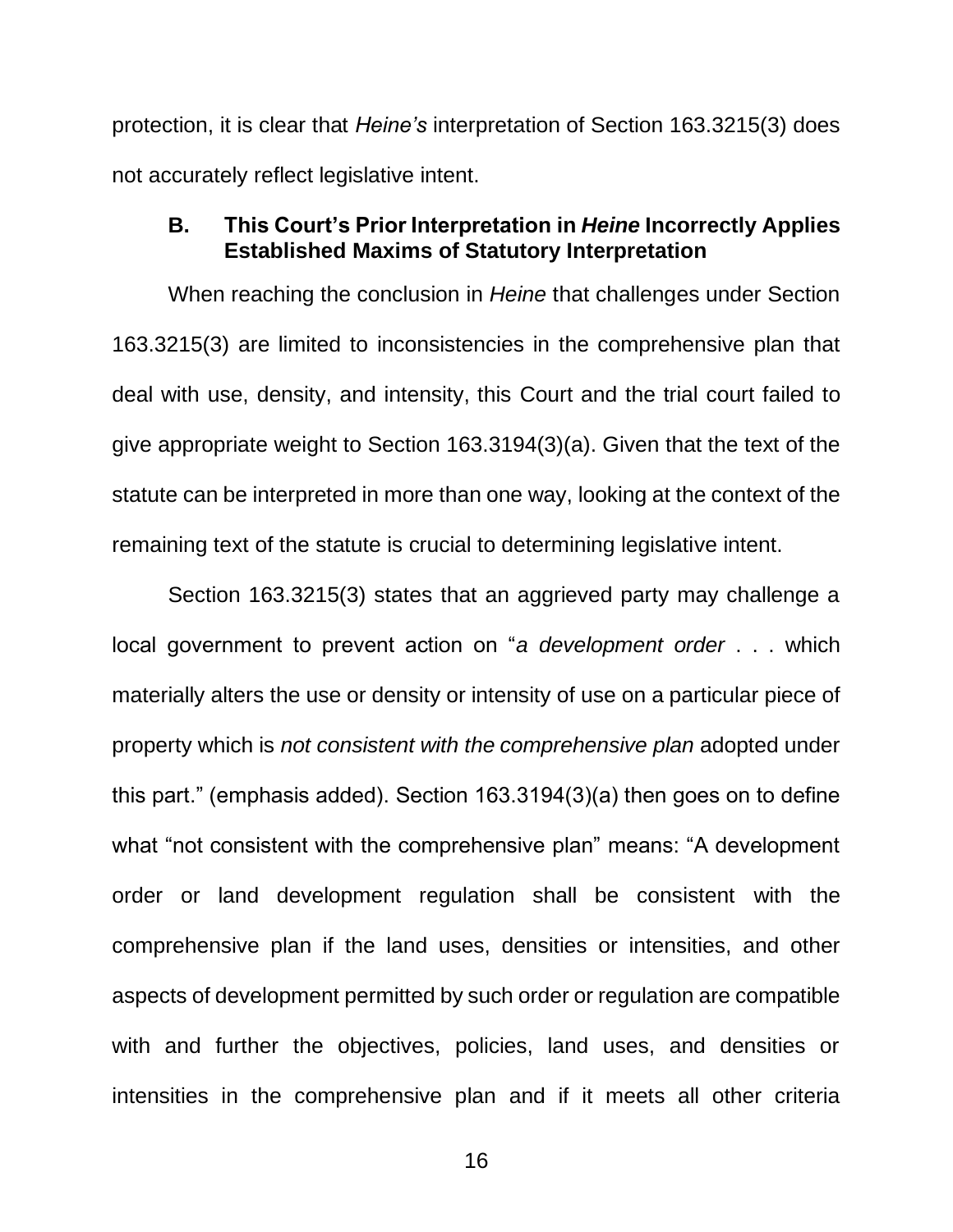protection, it is clear that *Heine's* interpretation of Section 163.3215(3) does not accurately reflect legislative intent.

### B. This Court's Prior Interpretation in *Heine* Incorrectly Applies Established Maxims of Statutory Interpretation

When reaching the conclusion in *Heine* that challenges under Section 163.3215(3) are limited to inconsistencies in the comprehensive plan that deal with use, density, and intensity, this Court and the trial court failed to give appropriate weight to Section 163.3194(3)(a). Given that the text of the statute can be interpreted in more than one way, looking at the context of the remaining text of the statute is crucial to determining legislative intent.

Section 163.3215(3) states that an aggrieved party may challenge a local government to prevent action on "*a development order* . . . which materially alters the use or density or intensity of use on a particular piece of property which is *not consistent with the comprehensive plan* adopted under this part." (emphasis added). Section 163.3194(3)(a) then goes on to define what "not consistent with the comprehensive plan" means: "A development order or land development regulation shall be consistent with the comprehensive plan if the land uses, densities or intensities, and other aspects of development permitted by such order or regulation are compatible with and further the objectives, policies, land uses, and densities or intensities in the comprehensive plan and if it meets all other criteria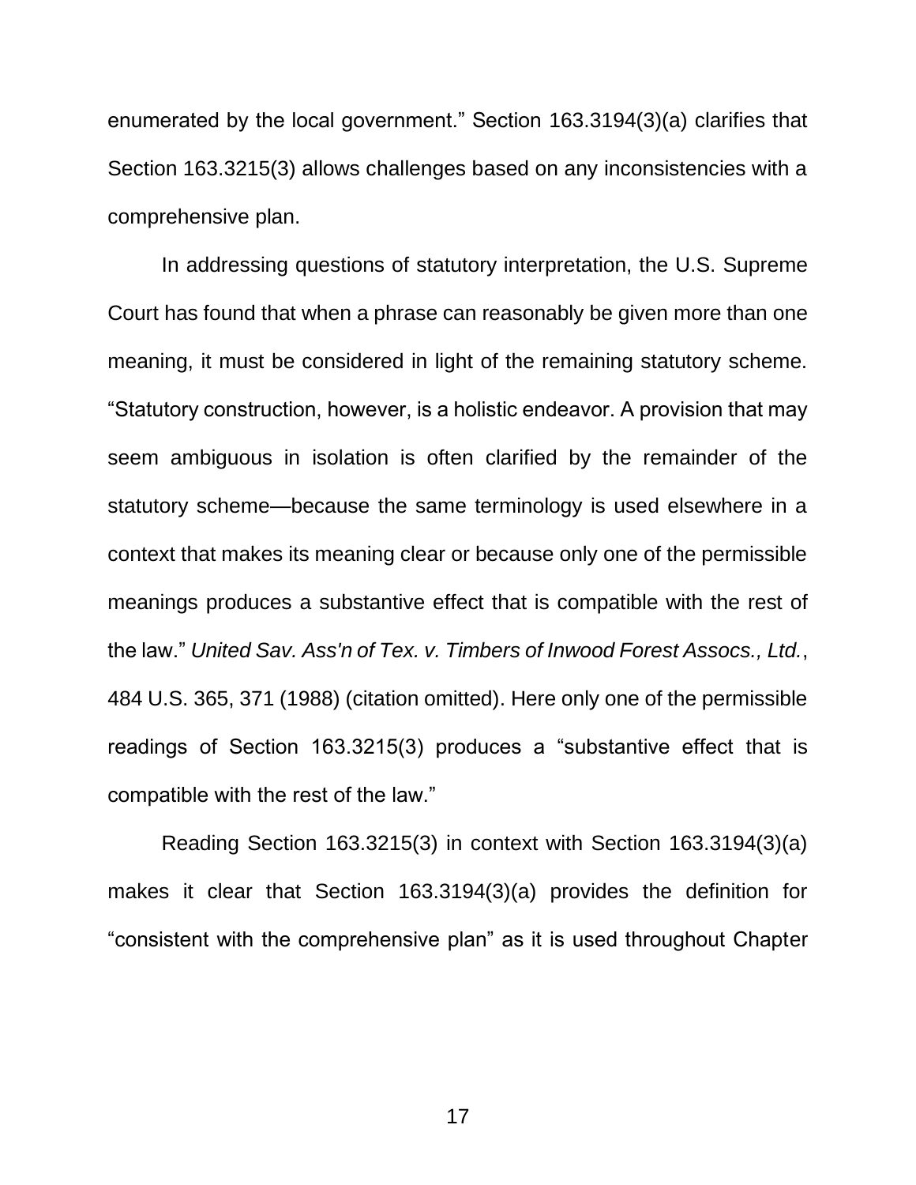enumerated by the local government." Section 163.3194(3)(a) clarifies that Section 163.3215(3) allows challenges based on any inconsistencies with a comprehensive plan.

In addressing questions of statutory interpretation, the U.S. Supreme Court has found that when a phrase can reasonably be given more than one meaning, it must be considered in light of the remaining statutory scheme. "Statutory construction, however, is a holistic endeavor. A provision that may seem ambiguous in isolation is often clarified by the remainder of the statutory scheme—because the same terminology is used elsewhere in a context that makes its meaning clear or because only one of the permissible meanings produces a substantive effect that is compatible with the rest of the law." *United Sav. Ass'n of Tex. v. Timbers of Inwood Forest Assocs., Ltd.*, 484 U.S. 365, 371 (1988) (citation omitted). Here only one of the permissible readings of Section 163.3215(3) produces a "substantive effect that is compatible with the rest of the law."

Reading Section 163.3215(3) in context with Section 163.3194(3)(a) makes it clear that Section 163.3194(3)(a) provides the definition for "consistent with the comprehensive plan" as it is used throughout Chapter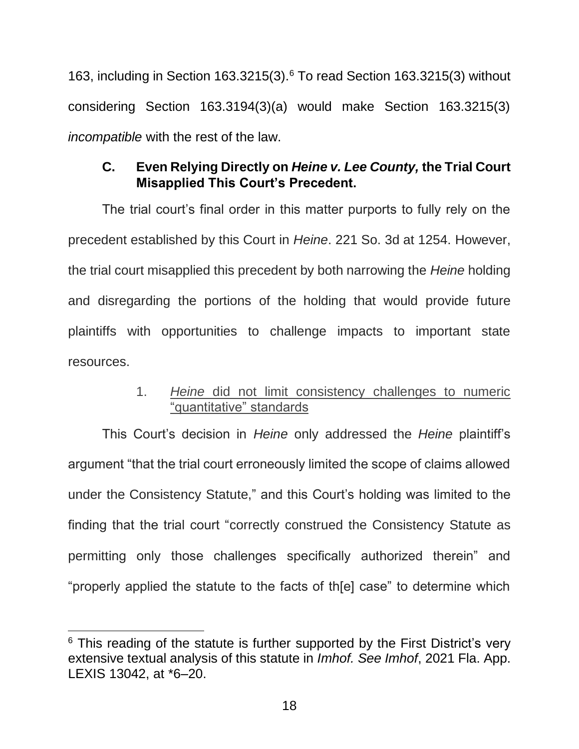163, including in Section 163.3215(3).[6] To read Section 163.3215(3) without considering Section 163.3194(3)(a) would make Section 163.3215(3) *incompatible* with the rest of the law.

### C. Even Relying Directly on *Heine v. Lee County,* the Trial Court Misapplied This Court's Precedent.

The trial court's final order in this matter purports to fully rely on the precedent established by this Court in *Heine*. 221 So. 3d at 1254. However, the trial court misapplied this precedent by both narrowing the *Heine* holding and disregarding the portions of the holding that would provide future plaintiffs with opportunities to challenge impacts to important state resources.

#### 1. *Heine* did not limit consistency challenges to numeric "quantitative" standards

This Court's decision in *Heine* only addressed the *Heine* plaintiff's argument "that the trial court erroneously limited the scope of claims allowed under the Consistency Statute," and this Court's holding was limited to the finding that the trial court "correctly construed the Consistency Statute as permitting only those challenges specifically authorized therein" and "properly applied the statute to the facts of th[e] case" to determine which

---

[6] This reading of the statute is further supported by the First District's very extensive textual analysis of this statute in *Imhof. See Imhof*, 2021 Fla. App. LEXIS 13042, at *6–20.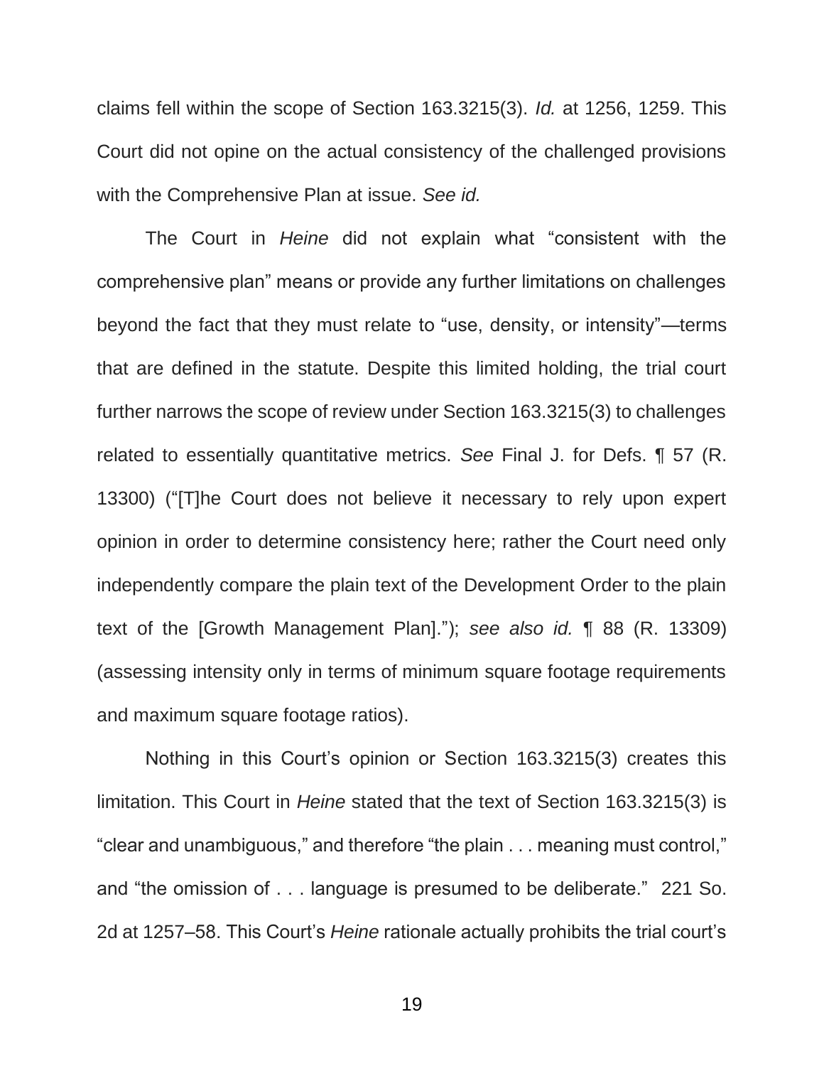claims fell within the scope of Section 163.3215(3). *Id.* at 1256, 1259. This Court did not opine on the actual consistency of the challenged provisions with the Comprehensive Plan at issue. *See id.*

The Court in *Heine* did not explain what "consistent with the comprehensive plan" means or provide any further limitations on challenges beyond the fact that they must relate to "use, density, or intensity"—terms that are defined in the statute. Despite this limited holding, the trial court further narrows the scope of review under Section 163.3215(3) to challenges related to essentially quantitative metrics. *See* Final J. for Defs. ¶ 57 (R. 13300) ("[T]he Court does not believe it necessary to rely upon expert opinion in order to determine consistency here; rather the Court need only independently compare the plain text of the Development Order to the plain text of the [Growth Management Plan]."); *see also id.* ¶ 88 (R. 13309) (assessing intensity only in terms of minimum square footage requirements and maximum square footage ratios).

Nothing in this Court's opinion or Section 163.3215(3) creates this limitation. This Court in *Heine* stated that the text of Section 163.3215(3) is "clear and unambiguous," and therefore "the plain . . . meaning must control," and "the omission of . . . language is presumed to be deliberate." 221 So. 2d at 1257–58. This Court's *Heine* rationale actually prohibits the trial court's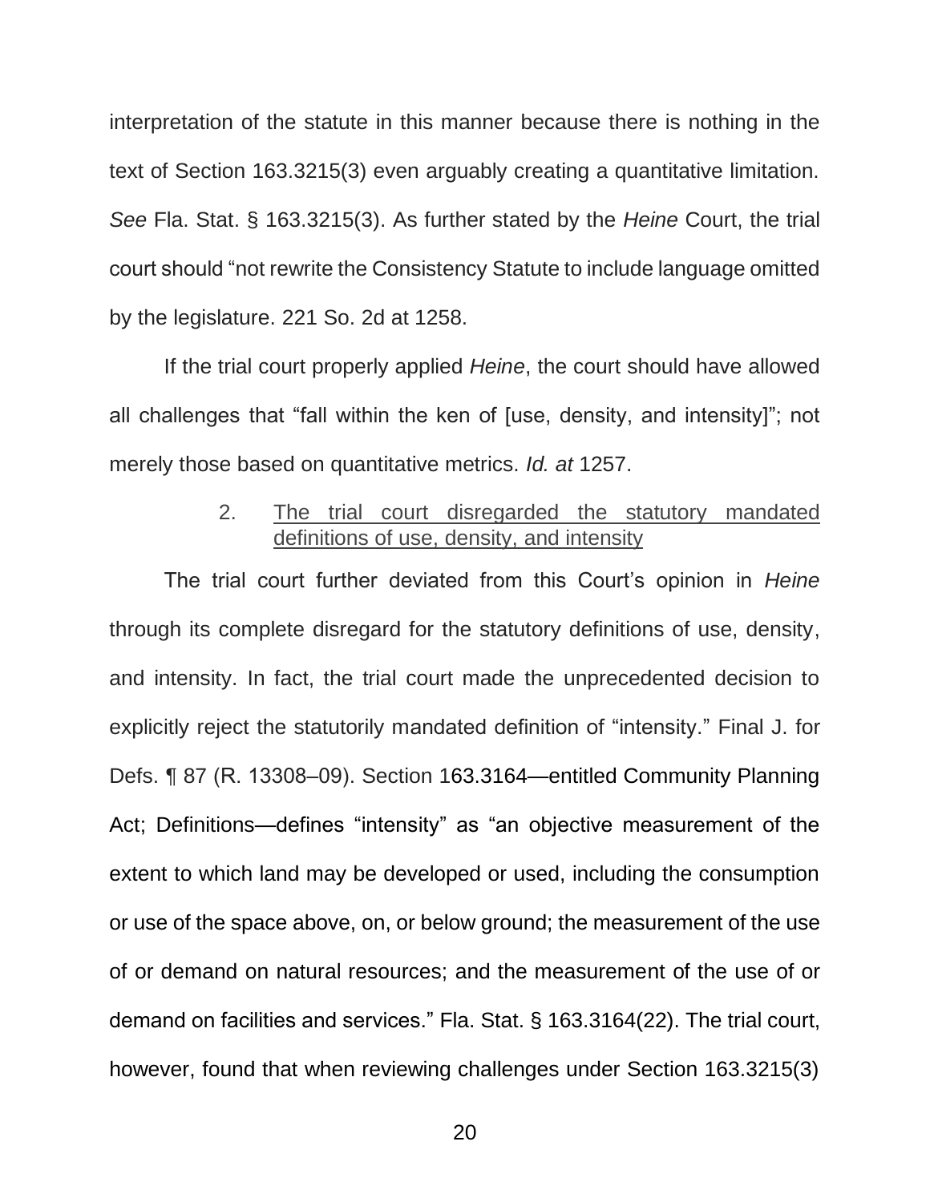interpretation of the statute in this manner because there is nothing in the text of Section 163.3215(3) even arguably creating a quantitative limitation. *See* Fla. Stat. § 163.3215(3). As further stated by the *Heine* Court, the trial court should "not rewrite the Consistency Statute to include language omitted by the legislature. 221 So. 2d at 1258.

If the trial court properly applied *Heine*, the court should have allowed all challenges that "fall within the ken of [use, density, and intensity]"; not merely those based on quantitative metrics. *Id. at* 1257.

2. <u>The trial court disregarded the statutory mandated definitions of use, density, and intensity</u>

The trial court further deviated from this Court's opinion in *Heine* through its complete disregard for the statutory definitions of use, density, and intensity. In fact, the trial court made the unprecedented decision to explicitly reject the statutorily mandated definition of "intensity." Final J. for Defs. ¶ 87 (R. 13308–09). Section 163.3164—entitled Community Planning Act; Definitions—defines "intensity" as "an objective measurement of the extent to which land may be developed or used, including the consumption or use of the space above, on, or below ground; the measurement of the use of or demand on natural resources; and the measurement of the use of or demand on facilities and services." Fla. Stat. § 163.3164(22). The trial court, however, found that when reviewing challenges under Section 163.3215(3)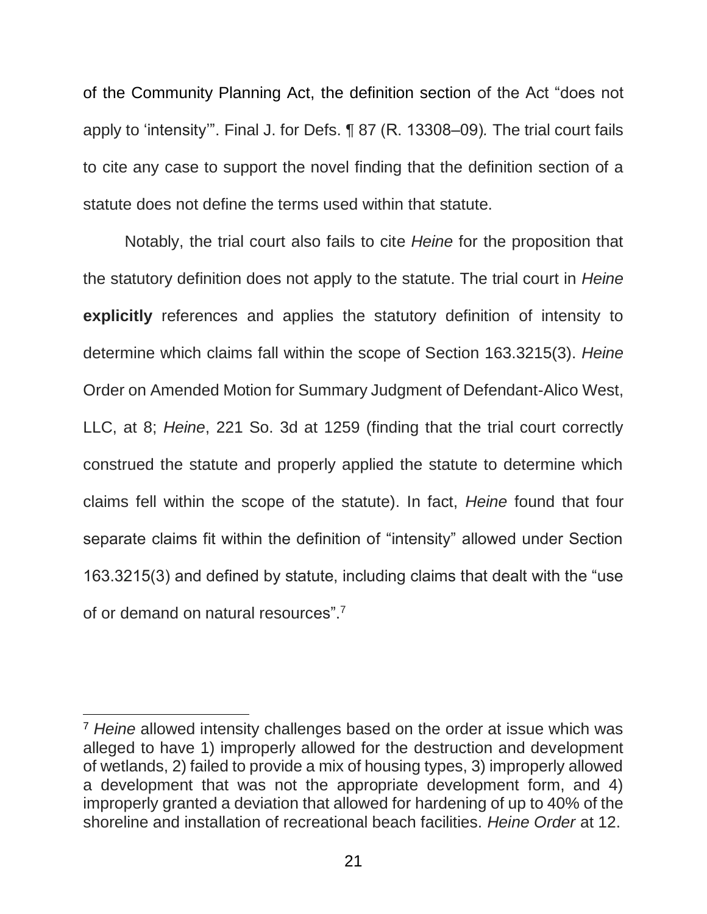of the Community Planning Act, the definition section of the Act "does not apply to 'intensity'". Final J. for Defs. ¶ 87 (R. 13308–09). The trial court fails to cite any case to support the novel finding that the definition section of a statute does not define the terms used within that statute.

Notably, the trial court also fails to cite *Heine* for the proposition that the statutory definition does not apply to the statute. The trial court in *Heine* **explicitly** references and applies the statutory definition of intensity to determine which claims fall within the scope of Section 163.3215(3). *Heine* Order on Amended Motion for Summary Judgment of Defendant-Alico West, LLC, at 8; *Heine*, 221 So. 3d at 1259 (finding that the trial court correctly construed the statute and properly applied the statute to determine which claims fell within the scope of the statute). In fact, *Heine* found that four separate claims fit within the definition of "intensity" allowed under Section 163.3215(3) and defined by statute, including claims that dealt with the "use of or demand on natural resources".[7]

[7] *Heine* allowed intensity challenges based on the order at issue which was alleged to have 1) improperly allowed for the destruction and development of wetlands, 2) failed to provide a mix of housing types, 3) improperly allowed a development that was not the appropriate development form, and 4) improperly granted a deviation that allowed for hardening of up to 40% of the shoreline and installation of recreational beach facilities. *Heine Order* at 12.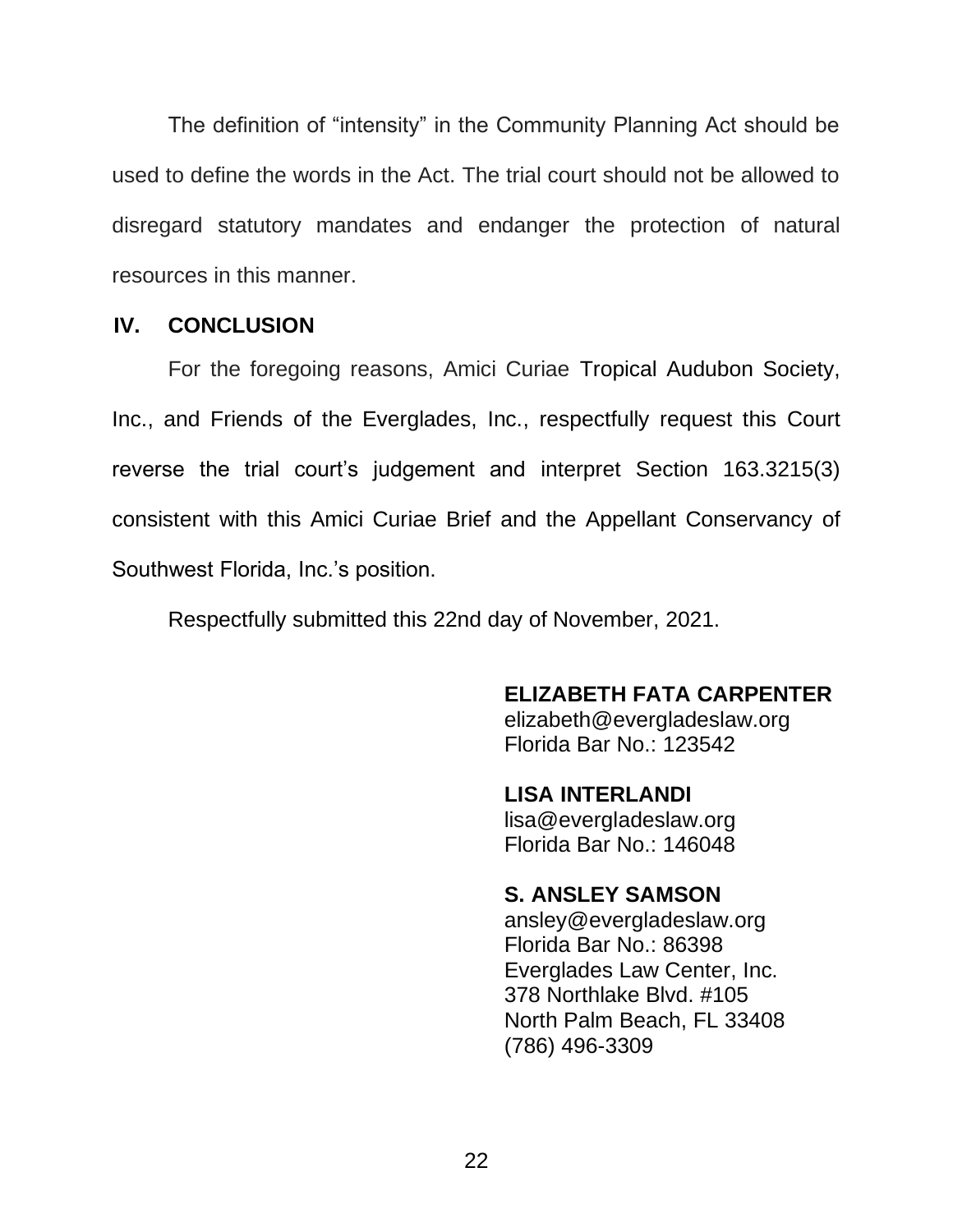The definition of "intensity" in the Community Planning Act should be used to define the words in the Act. The trial court should not be allowed to disregard statutory mandates and endanger the protection of natural resources in this manner.

## IV. CONCLUSION

For the foregoing reasons, Amici Curiae Tropical Audubon Society, Inc., and Friends of the Everglades, Inc., respectfully request this Court reverse the trial court's judgement and interpret Section 163.3215(3) consistent with this Amici Curiae Brief and the Appellant Conservancy of Southwest Florida, Inc.'s position.

Respectfully submitted this 22nd day of November, 2021.

**ELIZABETH FATA CARPENTER**
elizabeth@evergladeslaw.org
Florida Bar No.: 123542

**LISA INTERLANDI**
lisa@evergladeslaw.org
Florida Bar No.: 146048

**S. ANSLEY SAMSON**
ansley@evergladeslaw.org
Florida Bar No.: 86398
Everglades Law Center, Inc.
378 Northlake Blvd. #105
North Palm Beach, FL 33408
(786) 496-3309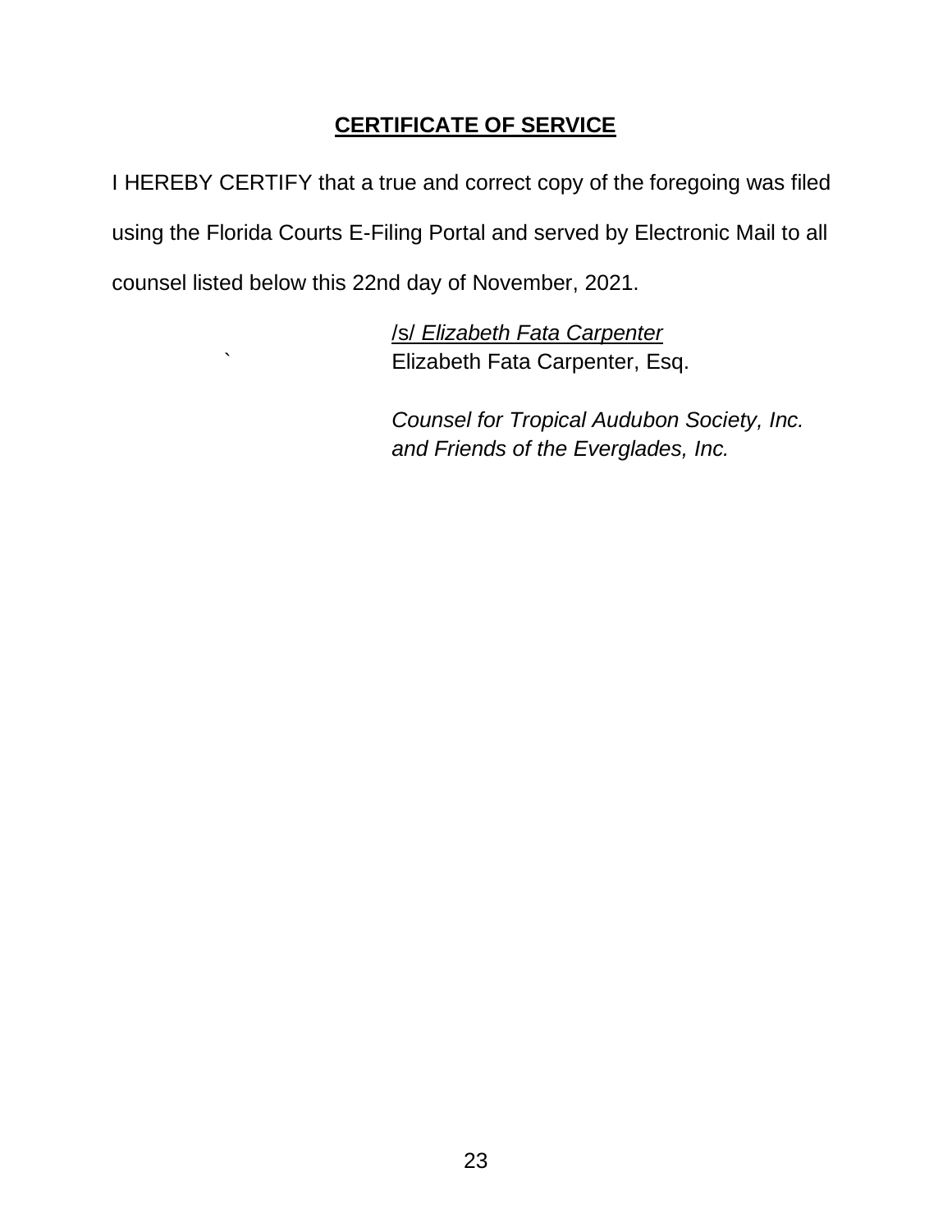## **CERTIFICATE OF SERVICE**

I HEREBY CERTIFY that a true and correct copy of the foregoing was filed using the Florida Courts E-Filing Portal and served by Electronic Mail to all counsel listed below this 22nd day of November, 2021.

/s/ *Elizabeth Fata Carpenter*
Elizabeth Fata Carpenter, Esq.

*Counsel for Tropical Audubon Society, Inc. and Friends of the Everglades, Inc.*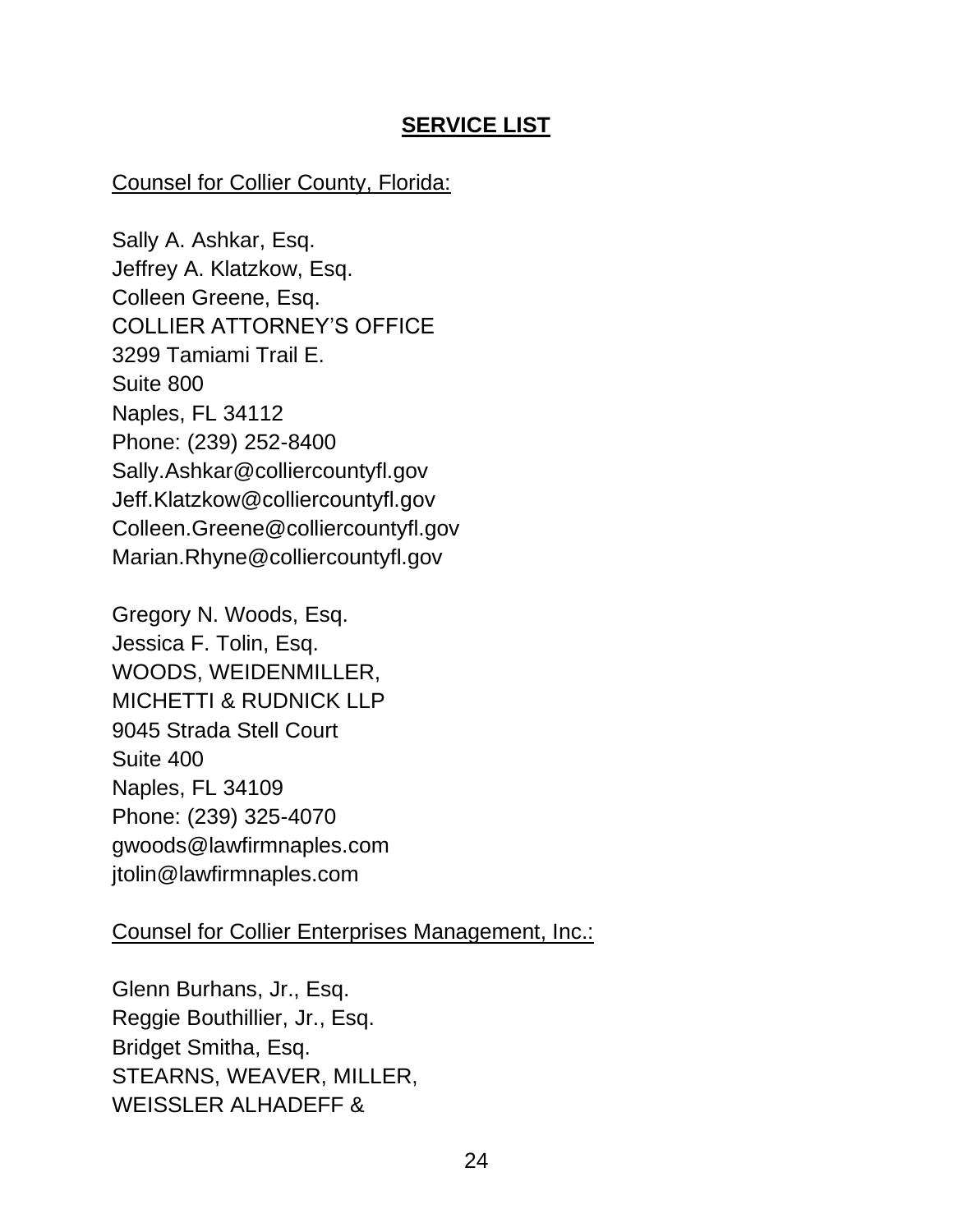## SERVICE LIST

Counsel for Collier County, Florida:

Sally A. Ashkar, Esq.
Jeffrey A. Klatzkow, Esq.
Colleen Greene, Esq.
COLLIER ATTORNEY'S OFFICE
3299 Tamiami Trail E.
Suite 800
Naples, FL 34112
Phone: (239) 252-8400
Sally.Ashkar@colliercountyfl.gov
Jeff.Klatzkow@colliercountyfl.gov
Colleen.Greene@colliercountyfl.gov
Marian.Rhyne@colliercountyfl.gov

Gregory N. Woods, Esq.
Jessica F. Tolin, Esq.
WOODS, WEIDENMILLER,
MICHETTI & RUDNICK LLP
9045 Strada Stell Court
Suite 400
Naples, FL 34109
Phone: (239) 325-4070
gwoods@lawfirmnaples.com
jtolin@lawfirmnaples.com

Counsel for Collier Enterprises Management, Inc.:

Glenn Burhans, Jr., Esq.
Reggie Bouthillier, Jr., Esq.
Bridget Smitha, Esq.
STEARNS, WEAVER, MILLER,
WEISSLER ALHADEFF &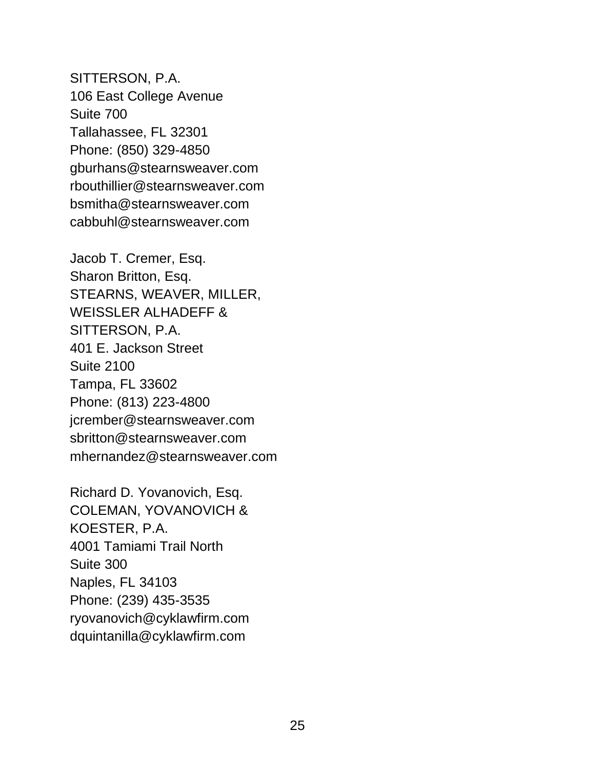SITTERSON, P.A.
106 East College Avenue
Suite 700
Tallahassee, FL 32301
Phone: (850) 329-4850
gburhans@stearnsweaver.com
rbouthillier@stearnsweaver.com
bsmitha@stearnsweaver.com
cabbuhl@stearnsweaver.com

Jacob T. Cremer, Esq.
Sharon Britton, Esq.
STEARNS, WEAVER, MILLER,
WEISSLER ALHADEFF &
SITTERSON, P.A.
401 E. Jackson Street
Suite 2100
Tampa, FL 33602
Phone: (813) 223-4800
jcrember@stearnsweaver.com
sbritton@stearnsweaver.com
mhernandez@stearnsweaver.com

Richard D. Yovanovich, Esq.
COLEMAN, YOVANOVICH &
KOESTER, P.A.
4001 Tamiami Trail North
Suite 300
Naples, FL 34103
Phone: (239) 435-3535
ryovanovich@cyklawfirm.com
dquintanilla@cyklawfirm.com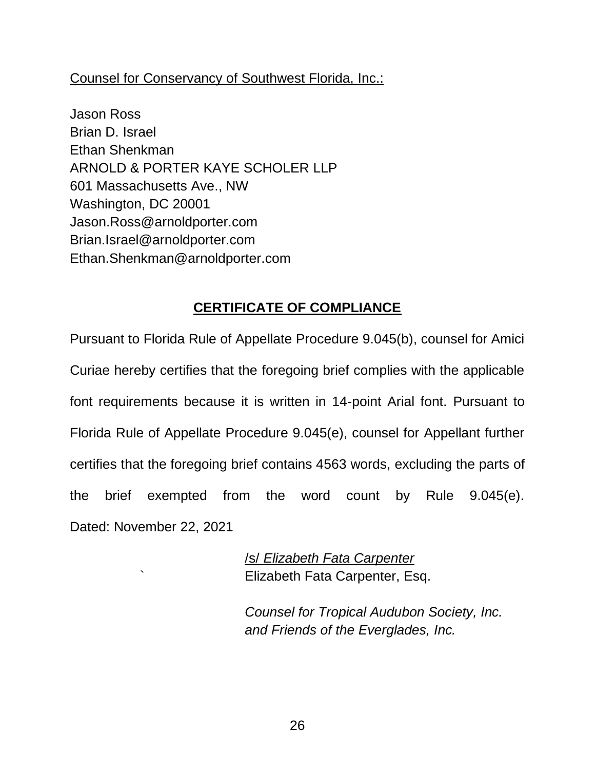Counsel for Conservancy of Southwest Florida, Inc.:

Jason Ross
Brian D. Israel
Ethan Shenkman
ARNOLD & PORTER KAYE SCHOLER LLP
601 Massachusetts Ave., NW
Washington, DC 20001
Jason.Ross@arnoldporter.com
Brian.Israel@arnoldporter.com
Ethan.Shenkman@arnoldporter.com

## CERTIFICATE OF COMPLIANCE

Pursuant to Florida Rule of Appellate Procedure 9.045(b), counsel for Amici Curiae hereby certifies that the foregoing brief complies with the applicable font requirements because it is written in 14-point Arial font. Pursuant to Florida Rule of Appellate Procedure 9.045(e), counsel for Appellant further certifies that the foregoing brief contains 4563 words, excluding the parts of the brief exempted from the word count by Rule 9.045(e). Dated: November 22, 2021

/s/ *Elizabeth Fata Carpenter*
Elizabeth Fata Carpenter, Esq.

*Counsel for Tropical Audubon Society, Inc. and Friends of the Everglades, Inc.*